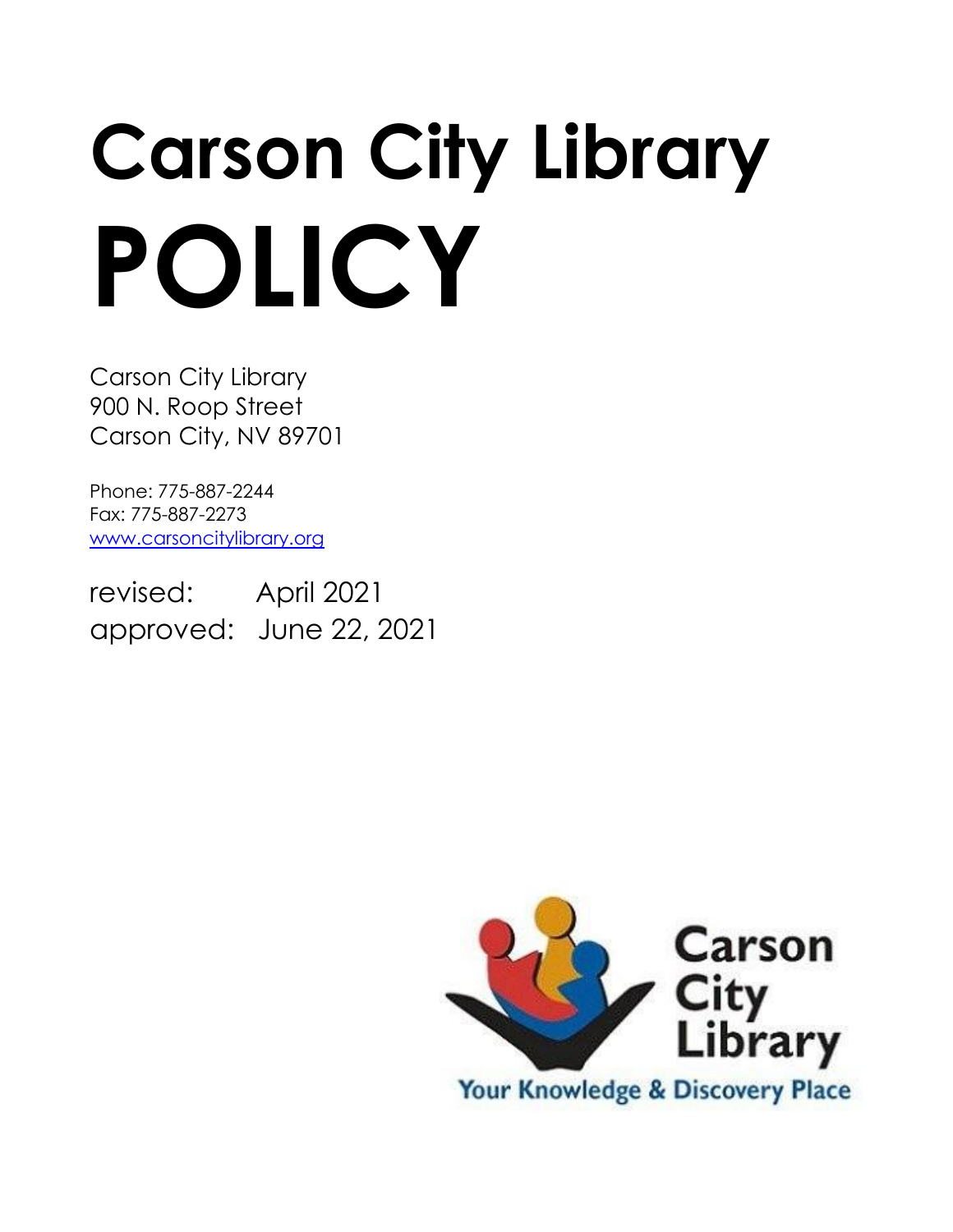# Carson City Library
# POLICY

Carson City Library
900 N. Roop Street
Carson City, NV 89701

Phone: 775-887-2244
Fax: 775-887-2273
[www.carsoncitylibrary.org](http://www.carsoncitylibrary.org)

revised: April 2021
approved: June 22, 2021

Carson City Library

Your Knowledge & Discovery Place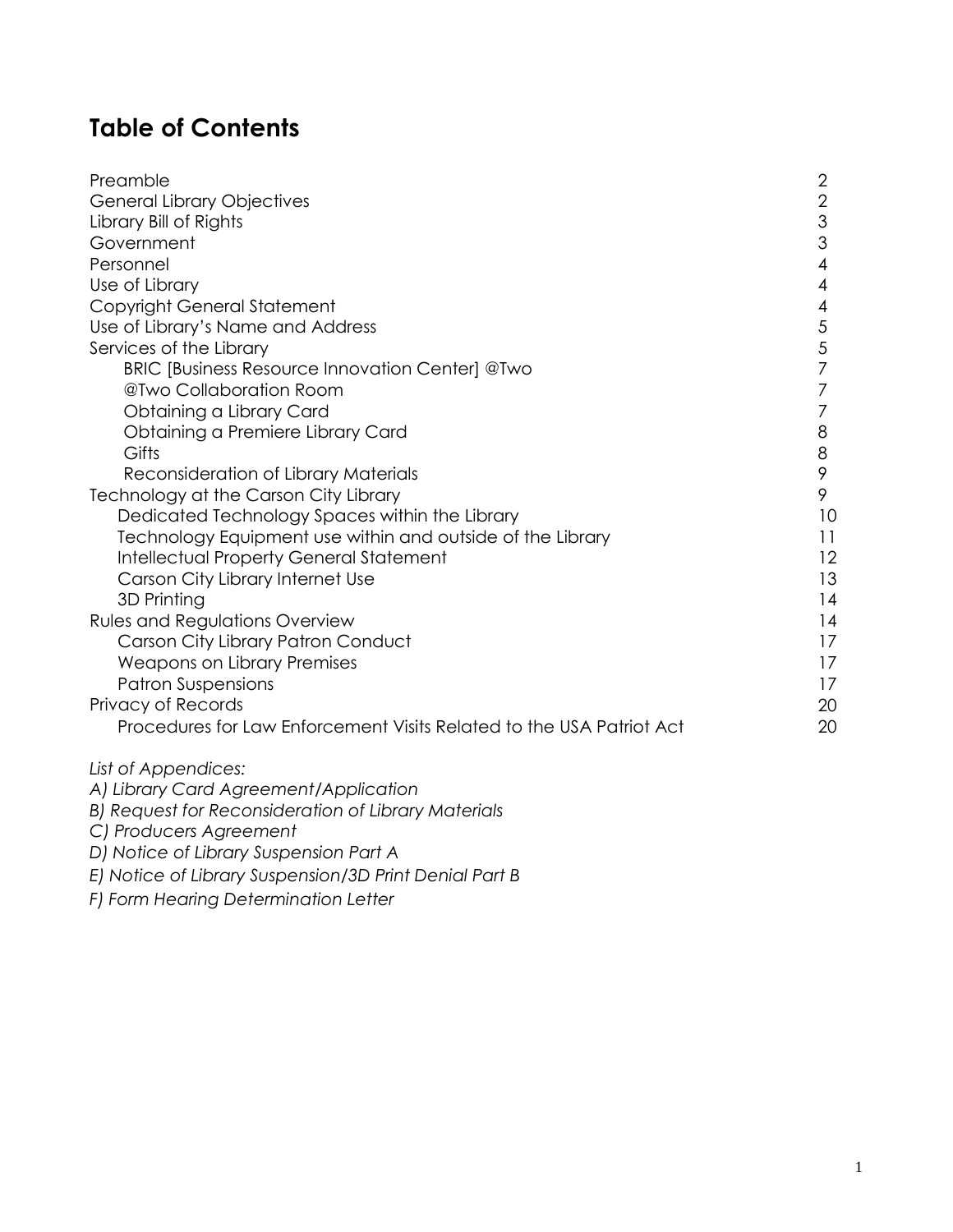# Table of Contents

| | |
|---|---|
| Preamble | 2 |
| General Library Objectives | 2 |
| Library Bill of Rights | 3 |
| Government | 3 |
| Personnel | 4 |
| Use of Library | 4 |
| Copyright General Statement | 4 |
| Use of Library's Name and Address | 5 |
| Services of the Library | 5 |
| BRIC [Business Resource Innovation Center] @Two | 7 |
| @Two Collaboration Room | 7 |
| Obtaining a Library Card | 7 |
| Obtaining a Premiere Library Card | 8 |
| Gifts | 8 |
| Reconsideration of Library Materials | 9 |
| Technology at the Carson City Library | 9 |
| Dedicated Technology Spaces within the Library | 10 |
| Technology Equipment use within and outside of the Library | 11 |
| Intellectual Property General Statement | 12 |
| Carson City Library Internet Use | 13 |
| 3D Printing | 14 |
| Rules and Regulations Overview | 14 |
| Carson City Library Patron Conduct | 17 |
| Weapons on Library Premises | 17 |
| Patron Suspensions | 17 |
| Privacy of Records | 20 |
| Procedures for Law Enforcement Visits Related to the USA Patriot Act | 20 |

*List of Appendices:*

*A) Library Card Agreement/Application*

*B) Request for Reconsideration of Library Materials*

*C) Producers Agreement*

*D) Notice of Library Suspension Part A*

*E) Notice of Library Suspension/3D Print Denial Part B*

*F) Form Hearing Determination Letter*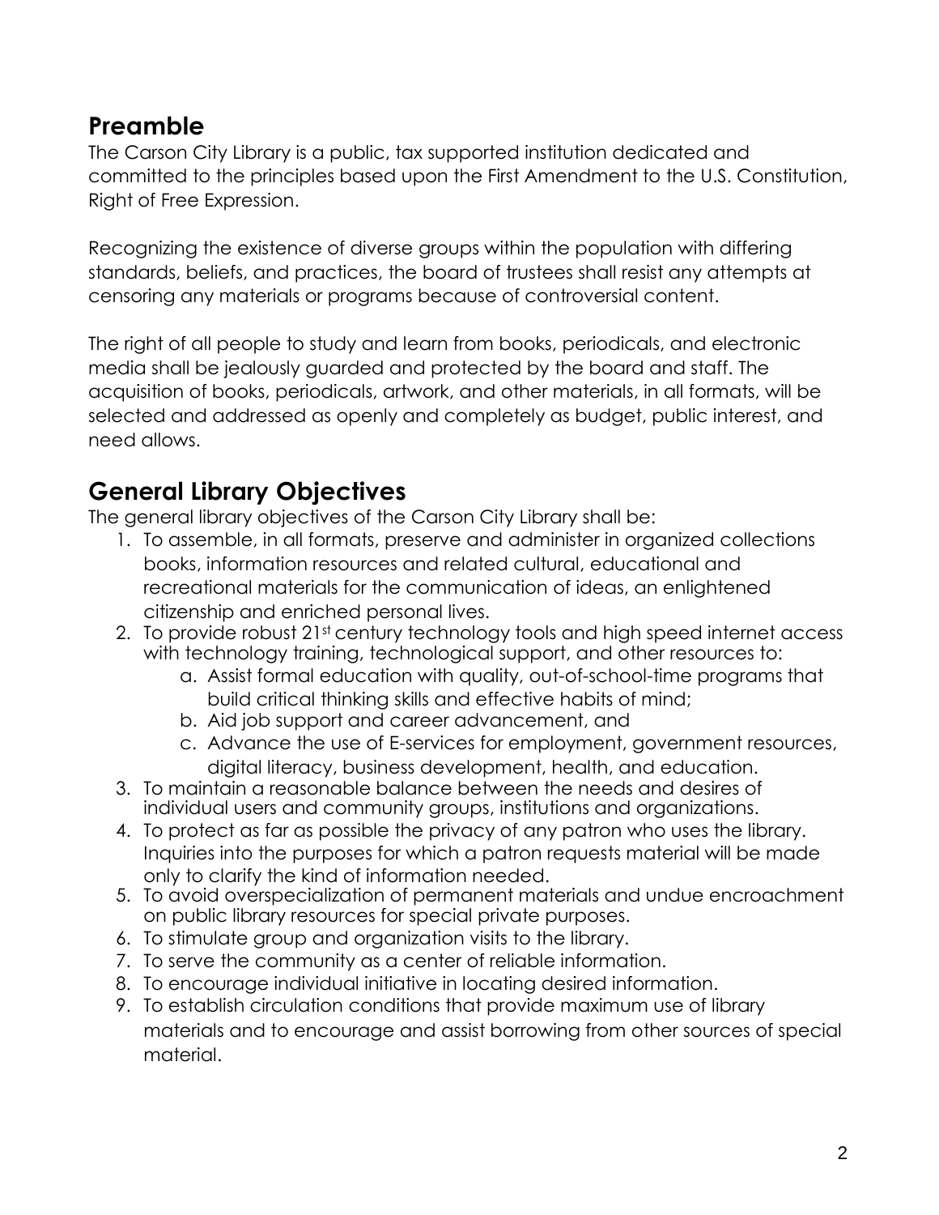## Preamble

The Carson City Library is a public, tax supported institution dedicated and committed to the principles based upon the First Amendment to the U.S. Constitution, Right of Free Expression.

Recognizing the existence of diverse groups within the population with differing standards, beliefs, and practices, the board of trustees shall resist any attempts at censoring any materials or programs because of controversial content.

The right of all people to study and learn from books, periodicals, and electronic media shall be jealously guarded and protected by the board and staff. The acquisition of books, periodicals, artwork, and other materials, in all formats, will be selected and addressed as openly and completely as budget, public interest, and need allows.

## General Library Objectives

The general library objectives of the Carson City Library shall be:

1. To assemble, in all formats, preserve and administer in organized collections books, information resources and related cultural, educational and recreational materials for the communication of ideas, an enlightened citizenship and enriched personal lives.
2. To provide robust 21st century technology tools and high speed internet access with technology training, technological support, and other resources to:
   a. Assist formal education with quality, out-of-school-time programs that build critical thinking skills and effective habits of mind;
   b. Aid job support and career advancement, and
   c. Advance the use of E-services for employment, government resources, digital literacy, business development, health, and education.
3. To maintain a reasonable balance between the needs and desires of individual users and community groups, institutions and organizations.
4. To protect as far as possible the privacy of any patron who uses the library. Inquiries into the purposes for which a patron requests material will be made only to clarify the kind of information needed.
5. To avoid overspecialization of permanent materials and undue encroachment on public library resources for special private purposes.
6. To stimulate group and organization visits to the library.
7. To serve the community as a center of reliable information.
8. To encourage individual initiative in locating desired information.
9. To establish circulation conditions that provide maximum use of library materials and to encourage and assist borrowing from other sources of special material.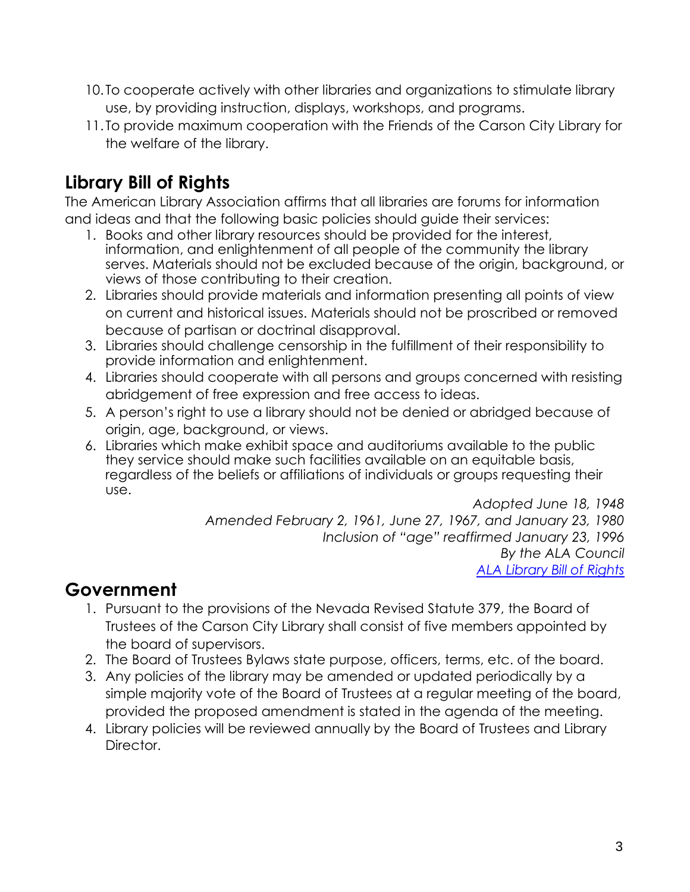10. To cooperate actively with other libraries and organizations to stimulate library use, by providing instruction, displays, workshops, and programs.
11. To provide maximum cooperation with the Friends of the Carson City Library for the welfare of the library.

## Library Bill of Rights

The American Library Association affirms that all libraries are forums for information and ideas and that the following basic policies should guide their services:

1. Books and other library resources should be provided for the interest, information, and enlightenment of all people of the community the library serves. Materials should not be excluded because of the origin, background, or views of those contributing to their creation.
2. Libraries should provide materials and information presenting all points of view on current and historical issues. Materials should not be proscribed or removed because of partisan or doctrinal disapproval.
3. Libraries should challenge censorship in the fulfillment of their responsibility to provide information and enlightenment.
4. Libraries should cooperate with all persons and groups concerned with resisting abridgement of free expression and free access to ideas.
5. A person's right to use a library should not be denied or abridged because of origin, age, background, or views.
6. Libraries which make exhibit space and auditoriums available to the public they service should make such facilities available on an equitable basis, regardless of the beliefs or affiliations of individuals or groups requesting their use.

*Adopted June 18, 1948*
*Amended February 2, 1961, June 27, 1967, and January 23, 1980*
*Inclusion of "age" reaffirmed January 23, 1996*
*By the ALA Council*
*ALA Library Bill of Rights*

# Government

1. Pursuant to the provisions of the Nevada Revised Statute 379, the Board of Trustees of the Carson City Library shall consist of five members appointed by the board of supervisors.
2. The Board of Trustees Bylaws state purpose, officers, terms, etc. of the board.
3. Any policies of the library may be amended or updated periodically by a simple majority vote of the Board of Trustees at a regular meeting of the board, provided the proposed amendment is stated in the agenda of the meeting.
4. Library policies will be reviewed annually by the Board of Trustees and Library Director.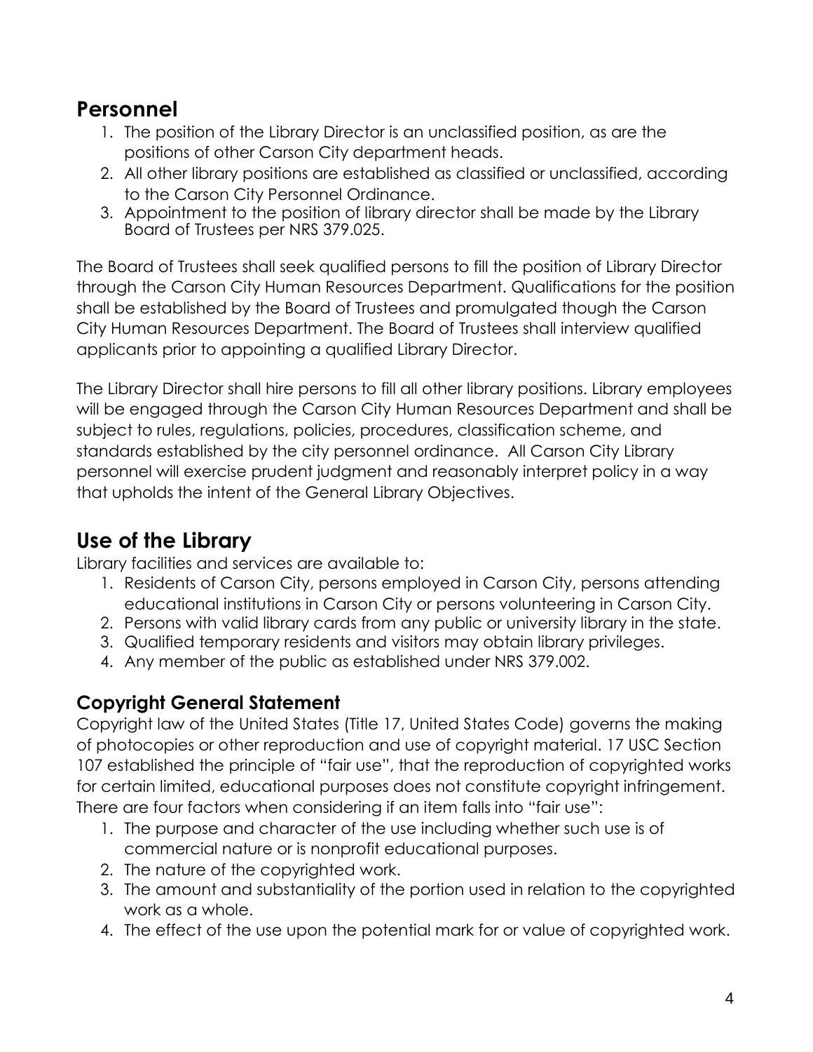## Personnel

1. The position of the Library Director is an unclassified position, as are the positions of other Carson City department heads.
2. All other library positions are established as classified or unclassified, according to the Carson City Personnel Ordinance.
3. Appointment to the position of library director shall be made by the Library Board of Trustees per NRS 379.025.

The Board of Trustees shall seek qualified persons to fill the position of Library Director through the Carson City Human Resources Department. Qualifications for the position shall be established by the Board of Trustees and promulgated though the Carson City Human Resources Department. The Board of Trustees shall interview qualified applicants prior to appointing a qualified Library Director.

The Library Director shall hire persons to fill all other library positions. Library employees will be engaged through the Carson City Human Resources Department and shall be subject to rules, regulations, policies, procedures, classification scheme, and standards established by the city personnel ordinance. All Carson City Library personnel will exercise prudent judgment and reasonably interpret policy in a way that upholds the intent of the General Library Objectives.

## Use of the Library

Library facilities and services are available to:

1. Residents of Carson City, persons employed in Carson City, persons attending educational institutions in Carson City or persons volunteering in Carson City.
2. Persons with valid library cards from any public or university library in the state.
3. Qualified temporary residents and visitors may obtain library privileges.
4. Any member of the public as established under NRS 379.002.

### Copyright General Statement

Copyright law of the United States (Title 17, United States Code) governs the making of photocopies or other reproduction and use of copyright material. 17 USC Section 107 established the principle of "fair use", that the reproduction of copyrighted works for certain limited, educational purposes does not constitute copyright infringement. There are four factors when considering if an item falls into "fair use":

1. The purpose and character of the use including whether such use is of commercial nature or is nonprofit educational purposes.
2. The nature of the copyrighted work.
3. The amount and substantiality of the portion used in relation to the copyrighted work as a whole.
4. The effect of the use upon the potential mark for or value of copyrighted work.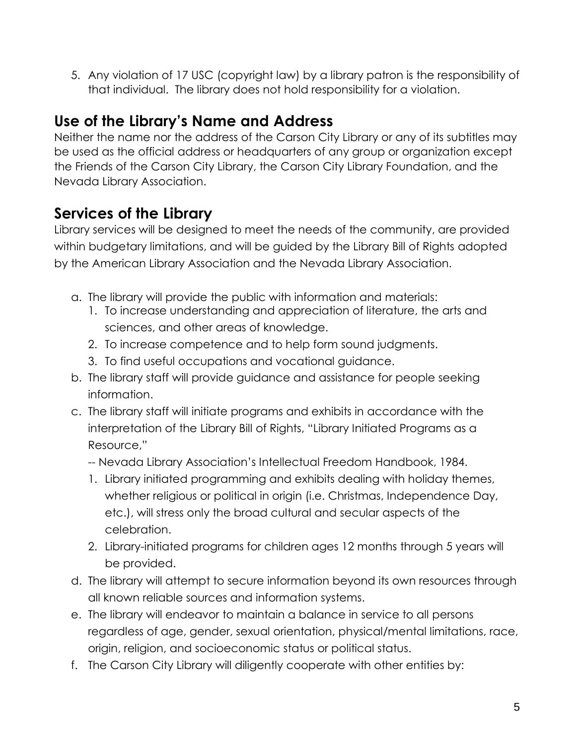5. Any violation of 17 USC (copyright law) by a library patron is the responsibility of that individual. The library does not hold responsibility for a violation.

## Use of the Library's Name and Address

Neither the name nor the address of the Carson City Library or any of its subtitles may be used as the official address or headquarters of any group or organization except the Friends of the Carson City Library, the Carson City Library Foundation, and the Nevada Library Association.

## Services of the Library

Library services will be designed to meet the needs of the community, are provided within budgetary limitations, and will be guided by the Library Bill of Rights adopted by the American Library Association and the Nevada Library Association.

a. The library will provide the public with information and materials:
   1. To increase understanding and appreciation of literature, the arts and sciences, and other areas of knowledge.
   2. To increase competence and to help form sound judgments.
   3. To find useful occupations and vocational guidance.
b. The library staff will provide guidance and assistance for people seeking information.
c. The library staff will initiate programs and exhibits in accordance with the interpretation of the Library Bill of Rights, "Library Initiated Programs as a Resource,"

   -- Nevada Library Association's Intellectual Freedom Handbook, 1984.
   1. Library initiated programming and exhibits dealing with holiday themes, whether religious or political in origin (i.e. Christmas, Independence Day, etc.), will stress only the broad cultural and secular aspects of the celebration.
   2. Library-initiated programs for children ages 12 months through 5 years will be provided.
d. The library will attempt to secure information beyond its own resources through all known reliable sources and information systems.
e. The library will endeavor to maintain a balance in service to all persons regardless of age, gender, sexual orientation, physical/mental limitations, race, origin, religion, and socioeconomic status or political status.
f. The Carson City Library will diligently cooperate with other entities by: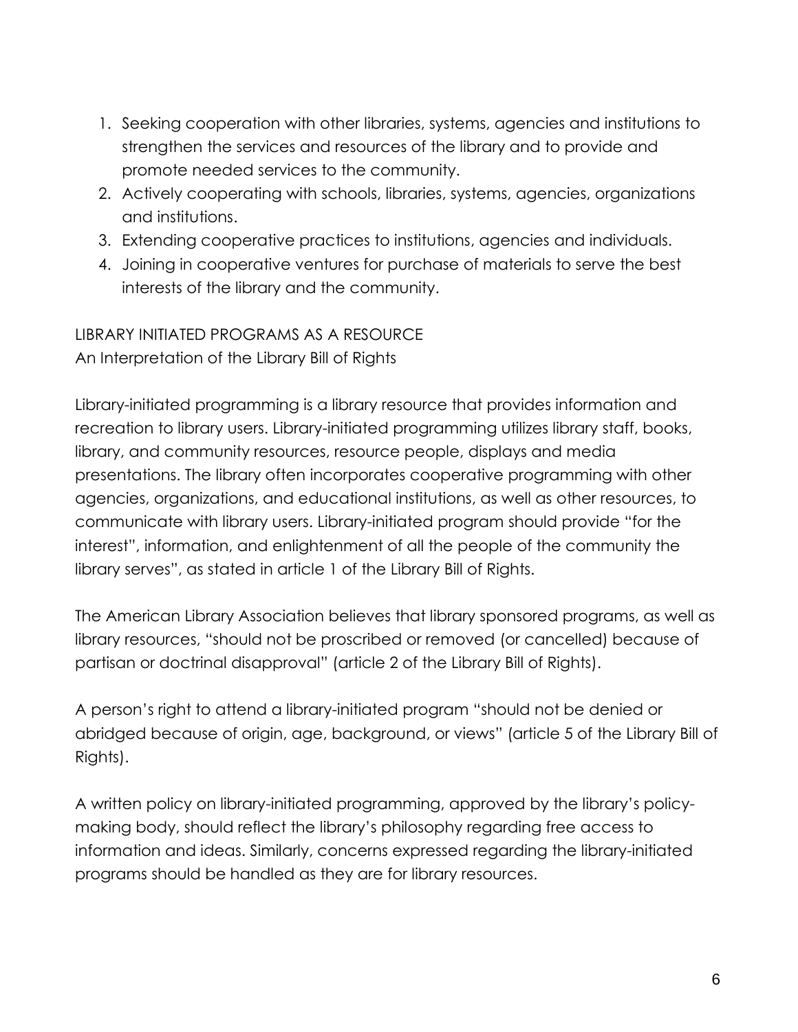1. Seeking cooperation with other libraries, systems, agencies and institutions to strengthen the services and resources of the library and to provide and promote needed services to the community.
2. Actively cooperating with schools, libraries, systems, agencies, organizations and institutions.
3. Extending cooperative practices to institutions, agencies and individuals.
4. Joining in cooperative ventures for purchase of materials to serve the best interests of the library and the community.

LIBRARY INITIATED PROGRAMS AS A RESOURCE
An Interpretation of the Library Bill of Rights

Library-initiated programming is a library resource that provides information and recreation to library users. Library-initiated programming utilizes library staff, books, library, and community resources, resource people, displays and media presentations. The library often incorporates cooperative programming with other agencies, organizations, and educational institutions, as well as other resources, to communicate with library users. Library-initiated program should provide "for the interest", information, and enlightenment of all the people of the community the library serves", as stated in article 1 of the Library Bill of Rights.

The American Library Association believes that library sponsored programs, as well as library resources, "should not be proscribed or removed (or cancelled) because of partisan or doctrinal disapproval" (article 2 of the Library Bill of Rights).

A person's right to attend a library-initiated program "should not be denied or abridged because of origin, age, background, or views" (article 5 of the Library Bill of Rights).

A written policy on library-initiated programming, approved by the library's policy-making body, should reflect the library's philosophy regarding free access to information and ideas. Similarly, concerns expressed regarding the library-initiated programs should be handled as they are for library resources.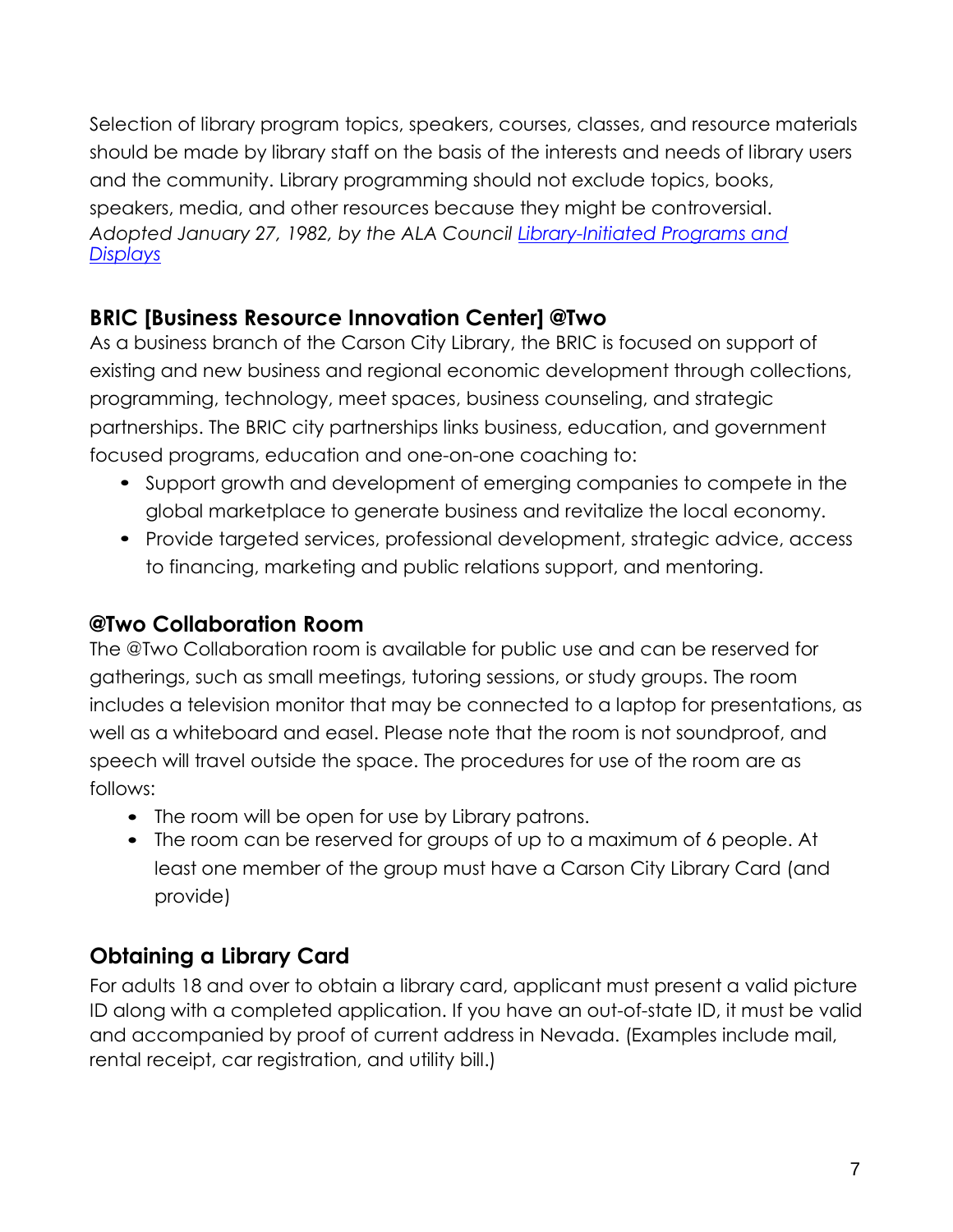Selection of library program topics, speakers, courses, classes, and resource materials should be made by library staff on the basis of the interests and needs of library users and the community. Library programming should not exclude topics, books, speakers, media, and other resources because they might be controversial.
*Adopted January 27, 1982, by the ALA Council [Library-Initiated Programs and Displays]*

### BRIC [Business Resource Innovation Center] @Two

As a business branch of the Carson City Library, the BRIC is focused on support of existing and new business and regional economic development through collections, programming, technology, meet spaces, business counseling, and strategic partnerships. The BRIC city partnerships links business, education, and government focused programs, education and one-on-one coaching to:

- Support growth and development of emerging companies to compete in the global marketplace to generate business and revitalize the local economy.
- Provide targeted services, professional development, strategic advice, access to financing, marketing and public relations support, and mentoring.

### @Two Collaboration Room

The @Two Collaboration room is available for public use and can be reserved for gatherings, such as small meetings, tutoring sessions, or study groups. The room includes a television monitor that may be connected to a laptop for presentations, as well as a whiteboard and easel. Please note that the room is not soundproof, and speech will travel outside the space. The procedures for use of the room are as follows:

- The room will be open for use by Library patrons.
- The room can be reserved for groups of up to a maximum of 6 people. At least one member of the group must have a Carson City Library Card (and provide)

### Obtaining a Library Card

For adults 18 and over to obtain a library card, applicant must present a valid picture ID along with a completed application. If you have an out-of-state ID, it must be valid and accompanied by proof of current address in Nevada. (Examples include mail, rental receipt, car registration, and utility bill.)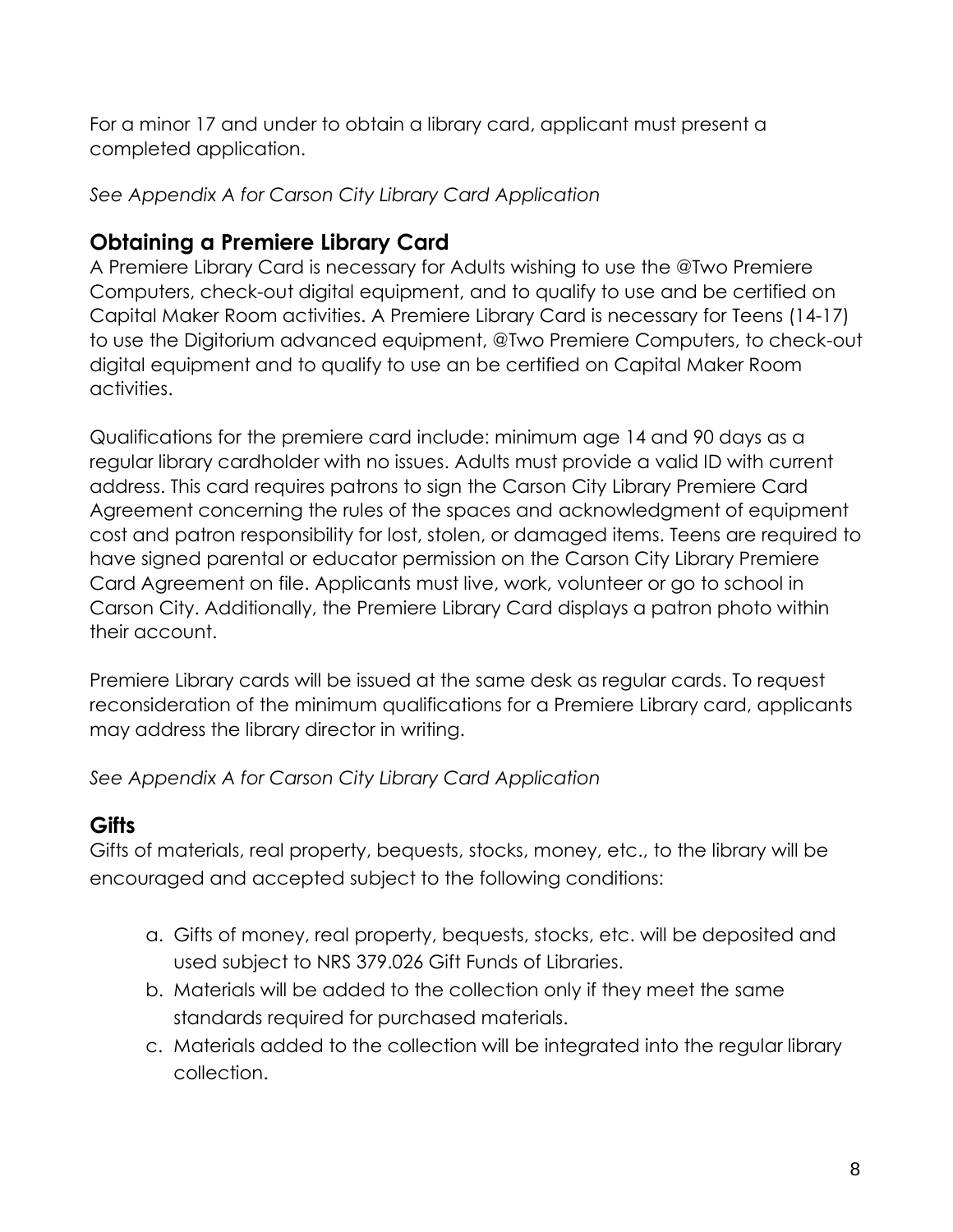For a minor 17 and under to obtain a library card, applicant must present a completed application.

*See Appendix A for Carson City Library Card Application*

## Obtaining a Premiere Library Card

A Premiere Library Card is necessary for Adults wishing to use the @Two Premiere Computers, check-out digital equipment, and to qualify to use and be certified on Capital Maker Room activities. A Premiere Library Card is necessary for Teens (14-17) to use the Digitorium advanced equipment, @Two Premiere Computers, to check-out digital equipment and to qualify to use an be certified on Capital Maker Room activities.

Qualifications for the premiere card include: minimum age 14 and 90 days as a regular library cardholder with no issues. Adults must provide a valid ID with current address. This card requires patrons to sign the Carson City Library Premiere Card Agreement concerning the rules of the spaces and acknowledgment of equipment cost and patron responsibility for lost, stolen, or damaged items. Teens are required to have signed parental or educator permission on the Carson City Library Premiere Card Agreement on file. Applicants must live, work, volunteer or go to school in Carson City. Additionally, the Premiere Library Card displays a patron photo within their account.

Premiere Library cards will be issued at the same desk as regular cards. To request reconsideration of the minimum qualifications for a Premiere Library card, applicants may address the library director in writing.

*See Appendix A for Carson City Library Card Application*

## Gifts

Gifts of materials, real property, bequests, stocks, money, etc., to the library will be encouraged and accepted subject to the following conditions:

a. Gifts of money, real property, bequests, stocks, etc. will be deposited and used subject to NRS 379.026 Gift Funds of Libraries.
b. Materials will be added to the collection only if they meet the same standards required for purchased materials.
c. Materials added to the collection will be integrated into the regular library collection.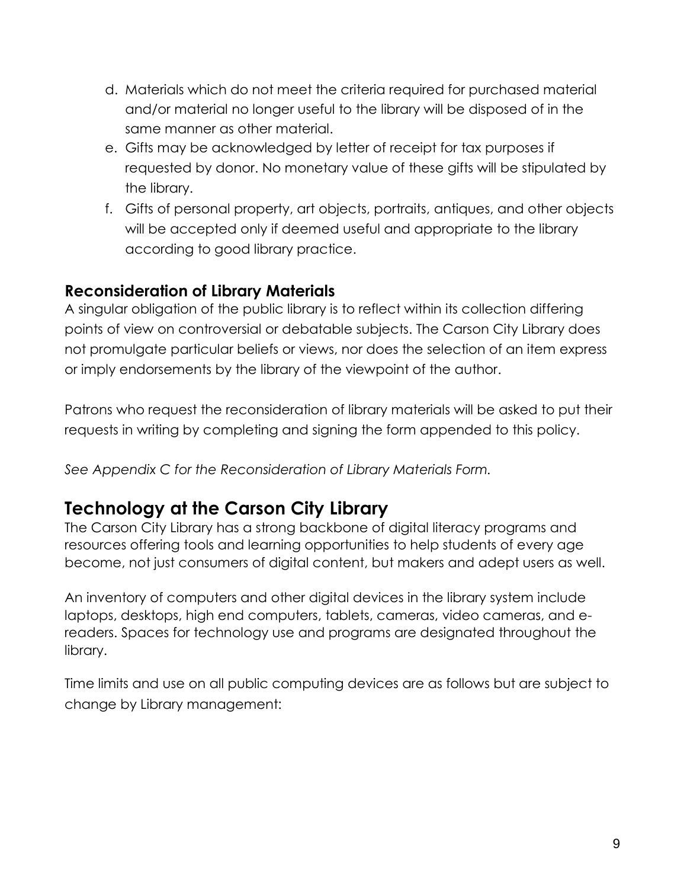d. Materials which do not meet the criteria required for purchased material and/or material no longer useful to the library will be disposed of in the same manner as other material.
e. Gifts may be acknowledged by letter of receipt for tax purposes if requested by donor. No monetary value of these gifts will be stipulated by the library.
f. Gifts of personal property, art objects, portraits, antiques, and other objects will be accepted only if deemed useful and appropriate to the library according to good library practice.

### Reconsideration of Library Materials

A singular obligation of the public library is to reflect within its collection differing points of view on controversial or debatable subjects. The Carson City Library does not promulgate particular beliefs or views, nor does the selection of an item express or imply endorsements by the library of the viewpoint of the author.

Patrons who request the reconsideration of library materials will be asked to put their requests in writing by completing and signing the form appended to this policy.

*See Appendix C for the Reconsideration of Library Materials Form.*

## Technology at the Carson City Library

The Carson City Library has a strong backbone of digital literacy programs and resources offering tools and learning opportunities to help students of every age become, not just consumers of digital content, but makers and adept users as well.

An inventory of computers and other digital devices in the library system include laptops, desktops, high end computers, tablets, cameras, video cameras, and e-readers. Spaces for technology use and programs are designated throughout the library.

Time limits and use on all public computing devices are as follows but are subject to change by Library management: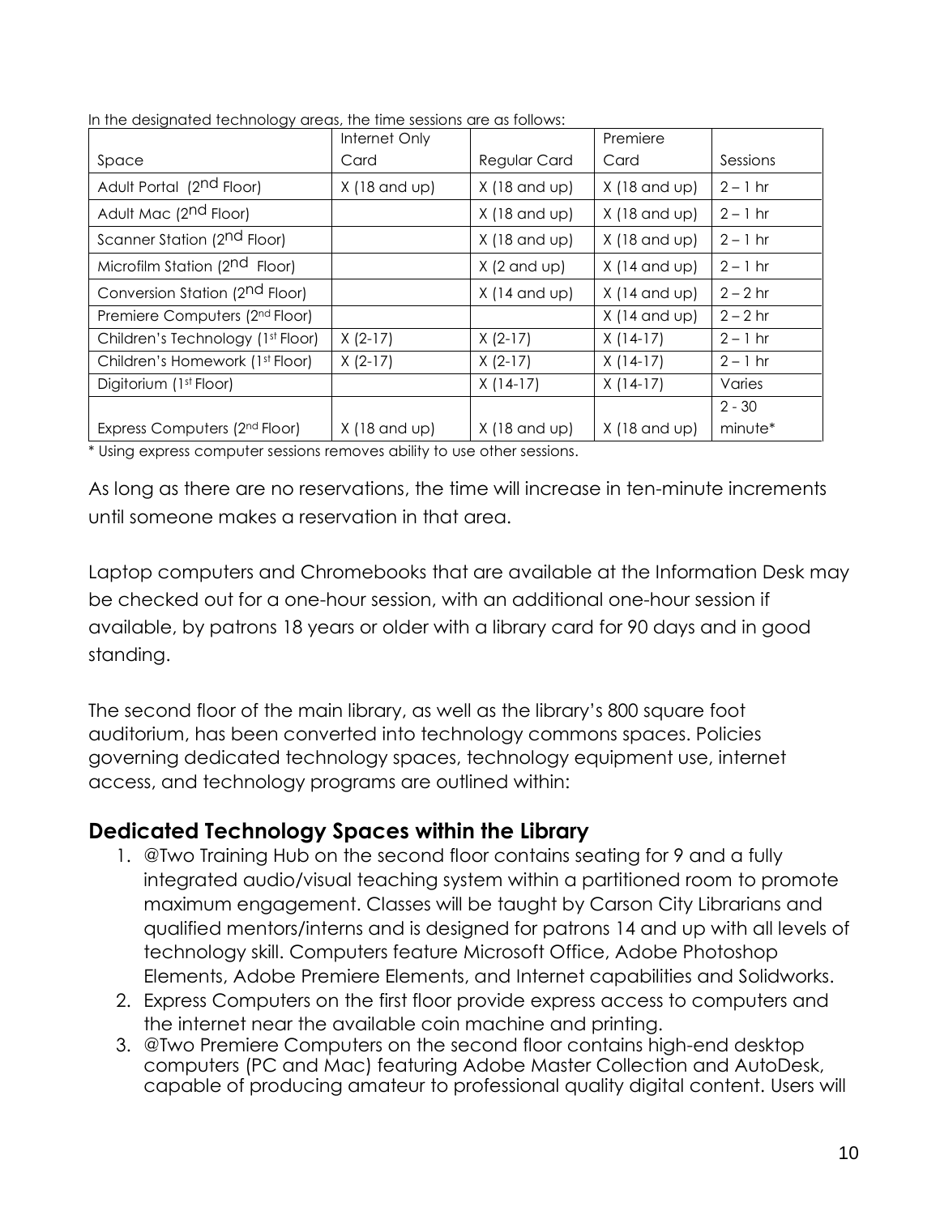In the designated technology areas, the time sessions are as follows:

| Space | Internet Only Card | Regular Card | Premiere Card | Sessions |
|---|---|---|---|---|
| Adult Portal (2nd Floor) | X (18 and up) | X (18 and up) | X (18 and up) | 2 – 1 hr |
| Adult Mac (2nd Floor) | | X (18 and up) | X (18 and up) | 2 – 1 hr |
| Scanner Station (2nd Floor) | | X (18 and up) | X (18 and up) | 2 – 1 hr |
| Microfilm Station (2nd Floor) | | X (2 and up) | X (14 and up) | 2 – 1 hr |
| Conversion Station (2nd Floor) | | X (14 and up) | X (14 and up) | 2 – 2 hr |
| Premiere Computers (2nd Floor) | | | X (14 and up) | 2 – 2 hr |
| Children's Technology (1st Floor) | X (2-17) | X (2-17) | X (14-17) | 2 – 1 hr |
| Children's Homework (1st Floor) | X (2-17) | X (2-17) | X (14-17) | 2 – 1 hr |
| Digitorium (1st Floor) | | X (14-17) | X (14-17) | Varies |
| Express Computers (2nd Floor) | X (18 and up) | X (18 and up) | X (18 and up) | 2 - 30 minute* |

* Using express computer sessions removes ability to use other sessions.

As long as there are no reservations, the time will increase in ten-minute increments until someone makes a reservation in that area.

Laptop computers and Chromebooks that are available at the Information Desk may be checked out for a one-hour session, with an additional one-hour session if available, by patrons 18 years or older with a library card for 90 days and in good standing.

The second floor of the main library, as well as the library's 800 square foot auditorium, has been converted into technology commons spaces. Policies governing dedicated technology spaces, technology equipment use, internet access, and technology programs are outlined within:

## Dedicated Technology Spaces within the Library

1. @Two Training Hub on the second floor contains seating for 9 and a fully integrated audio/visual teaching system within a partitioned room to promote maximum engagement. Classes will be taught by Carson City Librarians and qualified mentors/interns and is designed for patrons 14 and up with all levels of technology skill. Computers feature Microsoft Office, Adobe Photoshop Elements, Adobe Premiere Elements, and Internet capabilities and Solidworks.
2. Express Computers on the first floor provide express access to computers and the internet near the available coin machine and printing.
3. @Two Premiere Computers on the second floor contains high-end desktop computers (PC and Mac) featuring Adobe Master Collection and AutoDesk, capable of producing amateur to professional quality digital content. Users will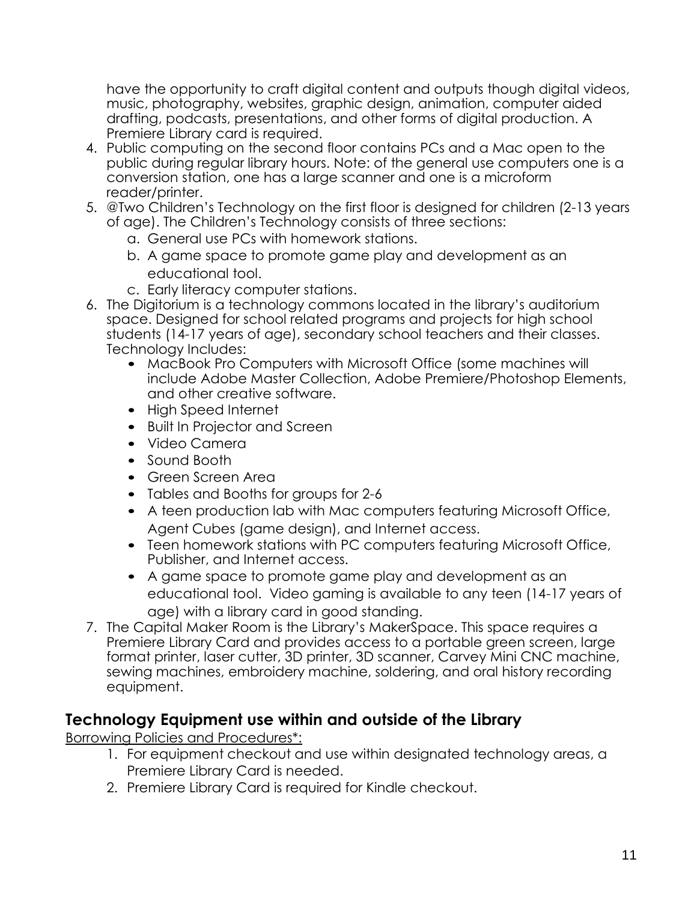have the opportunity to craft digital content and outputs though digital videos, music, photography, websites, graphic design, animation, computer aided drafting, podcasts, presentations, and other forms of digital production. A Premiere Library card is required.

4. Public computing on the second floor contains PCs and a Mac open to the public during regular library hours. Note: of the general use computers one is a conversion station, one has a large scanner and one is a microform reader/printer.
5. @Two Children's Technology on the first floor is designed for children (2-13 years of age). The Children's Technology consists of three sections:
   a. General use PCs with homework stations.
   b. A game space to promote game play and development as an educational tool.
   c. Early literacy computer stations.
6. The Digitorium is a technology commons located in the library's auditorium space. Designed for school related programs and projects for high school students (14-17 years of age), secondary school teachers and their classes. Technology Includes:
   - MacBook Pro Computers with Microsoft Office (some machines will include Adobe Master Collection, Adobe Premiere/Photoshop Elements, and other creative software.
   - High Speed Internet
   - Built In Projector and Screen
   - Video Camera
   - Sound Booth
   - Green Screen Area
   - Tables and Booths for groups for 2-6
   - A teen production lab with Mac computers featuring Microsoft Office, Agent Cubes (game design), and Internet access.
   - Teen homework stations with PC computers featuring Microsoft Office, Publisher, and Internet access.
   - A game space to promote game play and development as an educational tool. Video gaming is available to any teen (14-17 years of age) with a library card in good standing.
7. The Capital Maker Room is the Library's MakerSpace. This space requires a Premiere Library Card and provides access to a portable green screen, large format printer, laser cutter, 3D printer, 3D scanner, Carvey Mini CNC machine, sewing machines, embroidery machine, soldering, and oral history recording equipment.

## Technology Equipment use within and outside of the Library

Borrowing Policies and Procedures*:

1. For equipment checkout and use within designated technology areas, a Premiere Library Card is needed.
2. Premiere Library Card is required for Kindle checkout.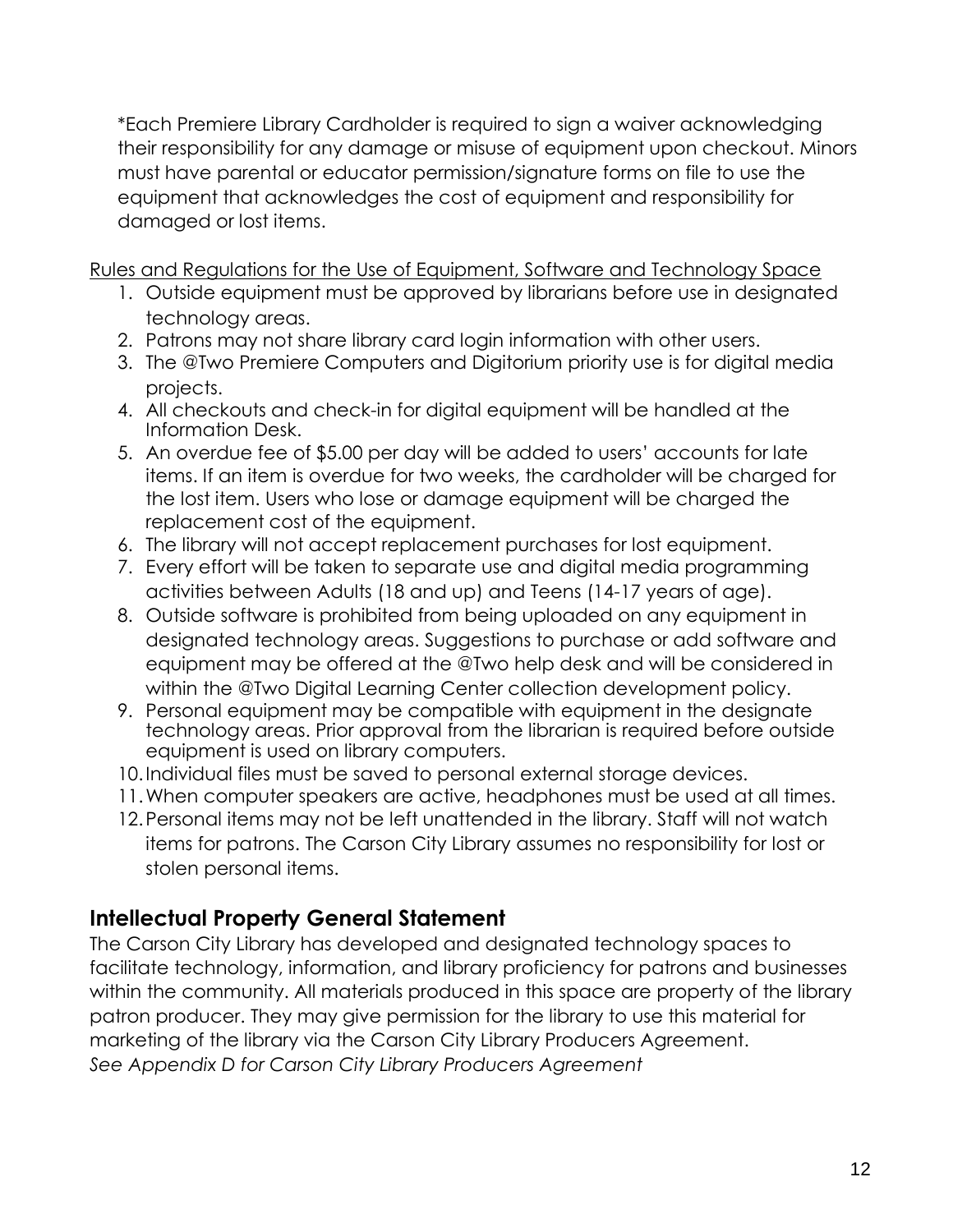*Each Premiere Library Cardholder is required to sign a waiver acknowledging their responsibility for any damage or misuse of equipment upon checkout. Minors must have parental or educator permission/signature forms on file to use the equipment that acknowledges the cost of equipment and responsibility for damaged or lost items.

Rules and Regulations for the Use of Equipment, Software and Technology Space

1. Outside equipment must be approved by librarians before use in designated technology areas.
2. Patrons may not share library card login information with other users.
3. The @Two Premiere Computers and Digitorium priority use is for digital media projects.
4. All checkouts and check-in for digital equipment will be handled at the Information Desk.
5. An overdue fee of $5.00 per day will be added to users' accounts for late items. If an item is overdue for two weeks, the cardholder will be charged for the lost item. Users who lose or damage equipment will be charged the replacement cost of the equipment.
6. The library will not accept replacement purchases for lost equipment.
7. Every effort will be taken to separate use and digital media programming activities between Adults (18 and up) and Teens (14-17 years of age).
8. Outside software is prohibited from being uploaded on any equipment in designated technology areas. Suggestions to purchase or add software and equipment may be offered at the @Two help desk and will be considered in within the @Two Digital Learning Center collection development policy.
9. Personal equipment may be compatible with equipment in the designate technology areas. Prior approval from the librarian is required before outside equipment is used on library computers.
10. Individual files must be saved to personal external storage devices.
11. When computer speakers are active, headphones must be used at all times.
12. Personal items may not be left unattended in the library. Staff will not watch items for patrons. The Carson City Library assumes no responsibility for lost or stolen personal items.

## Intellectual Property General Statement

The Carson City Library has developed and designated technology spaces to facilitate technology, information, and library proficiency for patrons and businesses within the community. All materials produced in this space are property of the library patron producer. They may give permission for the library to use this material for marketing of the library via the Carson City Library Producers Agreement.
*See Appendix D for Carson City Library Producers Agreement*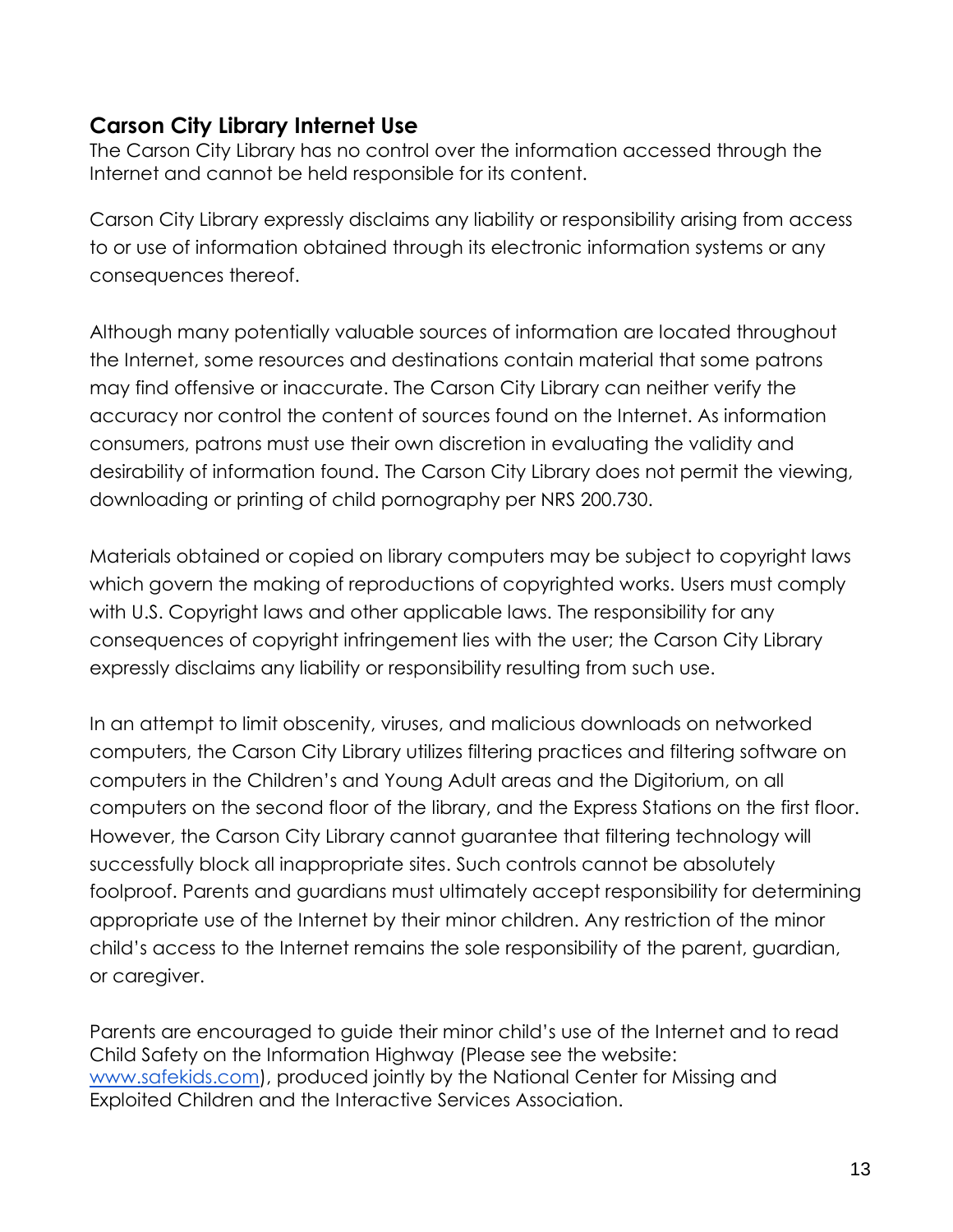## Carson City Library Internet Use

The Carson City Library has no control over the information accessed through the Internet and cannot be held responsible for its content.

Carson City Library expressly disclaims any liability or responsibility arising from access to or use of information obtained through its electronic information systems or any consequences thereof.

Although many potentially valuable sources of information are located throughout the Internet, some resources and destinations contain material that some patrons may find offensive or inaccurate. The Carson City Library can neither verify the accuracy nor control the content of sources found on the Internet. As information consumers, patrons must use their own discretion in evaluating the validity and desirability of information found. The Carson City Library does not permit the viewing, downloading or printing of child pornography per NRS 200.730.

Materials obtained or copied on library computers may be subject to copyright laws which govern the making of reproductions of copyrighted works. Users must comply with U.S. Copyright laws and other applicable laws. The responsibility for any consequences of copyright infringement lies with the user; the Carson City Library expressly disclaims any liability or responsibility resulting from such use.

In an attempt to limit obscenity, viruses, and malicious downloads on networked computers, the Carson City Library utilizes filtering practices and filtering software on computers in the Children's and Young Adult areas and the Digitorium, on all computers on the second floor of the library, and the Express Stations on the first floor. However, the Carson City Library cannot guarantee that filtering technology will successfully block all inappropriate sites. Such controls cannot be absolutely foolproof. Parents and guardians must ultimately accept responsibility for determining appropriate use of the Internet by their minor children. Any restriction of the minor child's access to the Internet remains the sole responsibility of the parent, guardian, or caregiver.

Parents are encouraged to guide their minor child's use of the Internet and to read Child Safety on the Information Highway (Please see the website: [www.safekids.com](www.safekids.com)), produced jointly by the National Center for Missing and Exploited Children and the Interactive Services Association.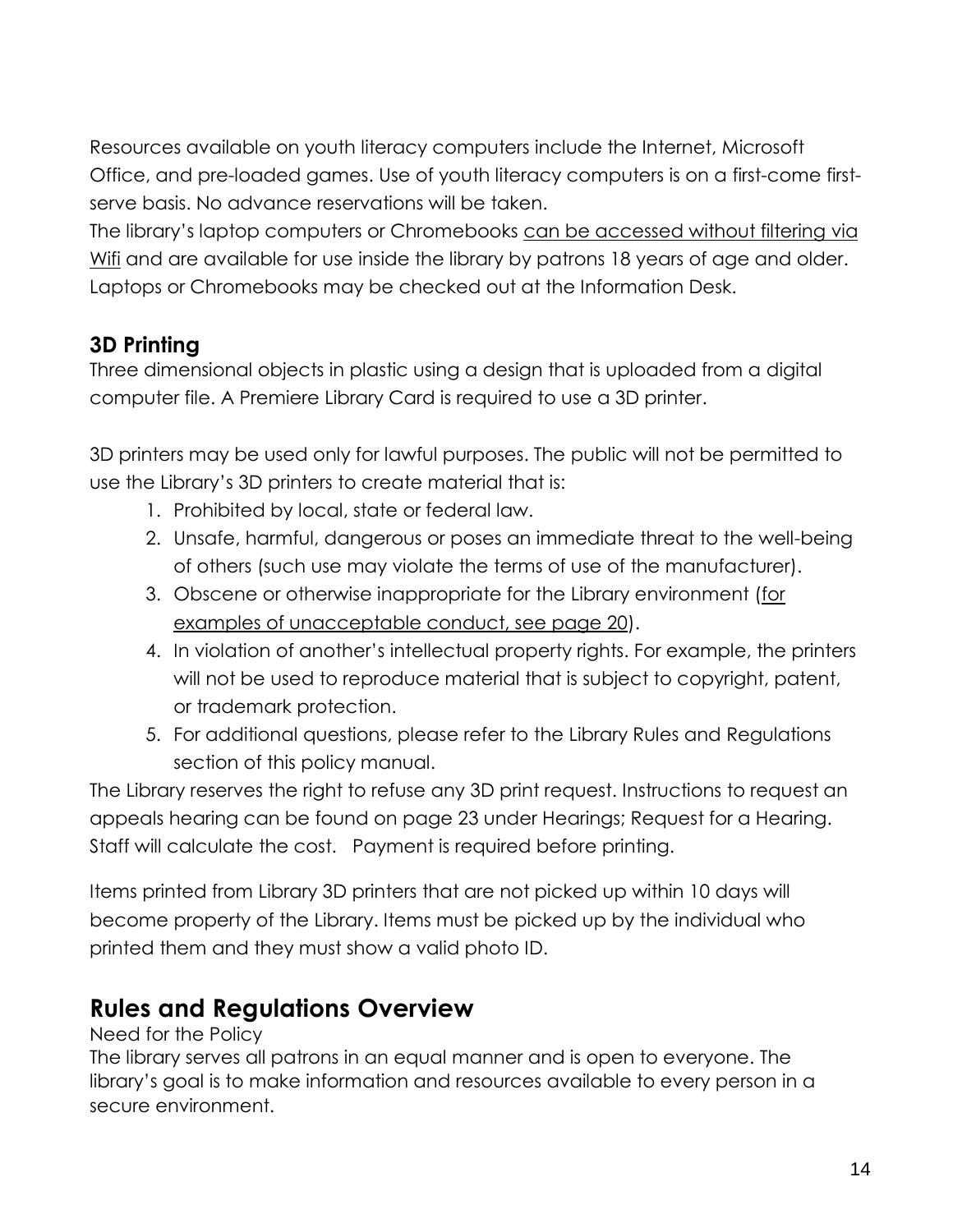Resources available on youth literacy computers include the Internet, Microsoft Office, and pre-loaded games. Use of youth literacy computers is on a first-come first-serve basis. No advance reservations will be taken.

The library's laptop computers or Chromebooks can be accessed without filtering via Wifi and are available for use inside the library by patrons 18 years of age and older. Laptops or Chromebooks may be checked out at the Information Desk.

### 3D Printing

Three dimensional objects in plastic using a design that is uploaded from a digital computer file. A Premiere Library Card is required to use a 3D printer.

3D printers may be used only for lawful purposes. The public will not be permitted to use the Library's 3D printers to create material that is:

1. Prohibited by local, state or federal law.
2. Unsafe, harmful, dangerous or poses an immediate threat to the well-being of others (such use may violate the terms of use of the manufacturer).
3. Obscene or otherwise inappropriate for the Library environment (for examples of unacceptable conduct, see page 20).
4. In violation of another's intellectual property rights. For example, the printers will not be used to reproduce material that is subject to copyright, patent, or trademark protection.
5. For additional questions, please refer to the Library Rules and Regulations section of this policy manual.

The Library reserves the right to refuse any 3D print request. Instructions to request an appeals hearing can be found on page 23 under Hearings; Request for a Hearing. Staff will calculate the cost. Payment is required before printing.

Items printed from Library 3D printers that are not picked up within 10 days will become property of the Library. Items must be picked up by the individual who printed them and they must show a valid photo ID.

## Rules and Regulations Overview

Need for the Policy

The library serves all patrons in an equal manner and is open to everyone. The library's goal is to make information and resources available to every person in a secure environment.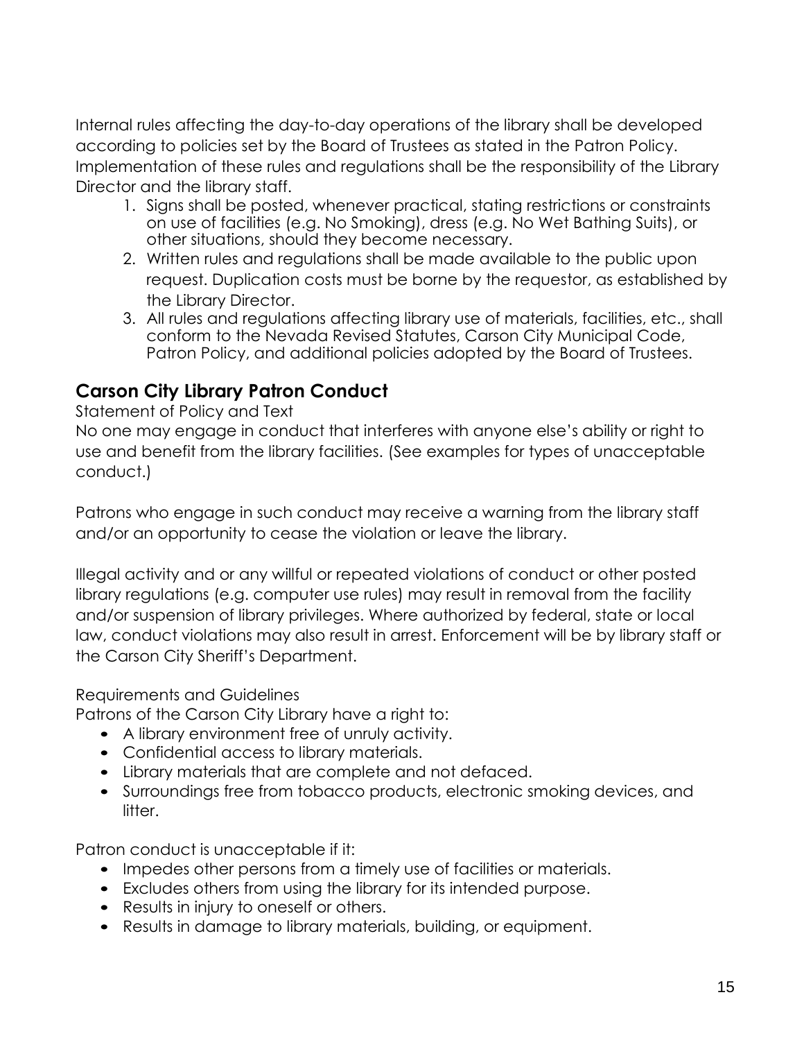Internal rules affecting the day-to-day operations of the library shall be developed according to policies set by the Board of Trustees as stated in the Patron Policy. Implementation of these rules and regulations shall be the responsibility of the Library Director and the library staff.

1. Signs shall be posted, whenever practical, stating restrictions or constraints on use of facilities (e.g. No Smoking), dress (e.g. No Wet Bathing Suits), or other situations, should they become necessary.
2. Written rules and regulations shall be made available to the public upon request. Duplication costs must be borne by the requestor, as established by the Library Director.
3. All rules and regulations affecting library use of materials, facilities, etc., shall conform to the Nevada Revised Statutes, Carson City Municipal Code, Patron Policy, and additional policies adopted by the Board of Trustees.

## Carson City Library Patron Conduct

Statement of Policy and Text

No one may engage in conduct that interferes with anyone else's ability or right to use and benefit from the library facilities. (See examples for types of unacceptable conduct.)

Patrons who engage in such conduct may receive a warning from the library staff and/or an opportunity to cease the violation or leave the library.

Illegal activity and or any willful or repeated violations of conduct or other posted library regulations (e.g. computer use rules) may result in removal from the facility and/or suspension of library privileges. Where authorized by federal, state or local law, conduct violations may also result in arrest. Enforcement will be by library staff or the Carson City Sheriff's Department.

Requirements and Guidelines

Patrons of the Carson City Library have a right to:

- A library environment free of unruly activity.
- Confidential access to library materials.
- Library materials that are complete and not defaced.
- Surroundings free from tobacco products, electronic smoking devices, and litter.

Patron conduct is unacceptable if it:

- Impedes other persons from a timely use of facilities or materials.
- Excludes others from using the library for its intended purpose.
- Results in injury to oneself or others.
- Results in damage to library materials, building, or equipment.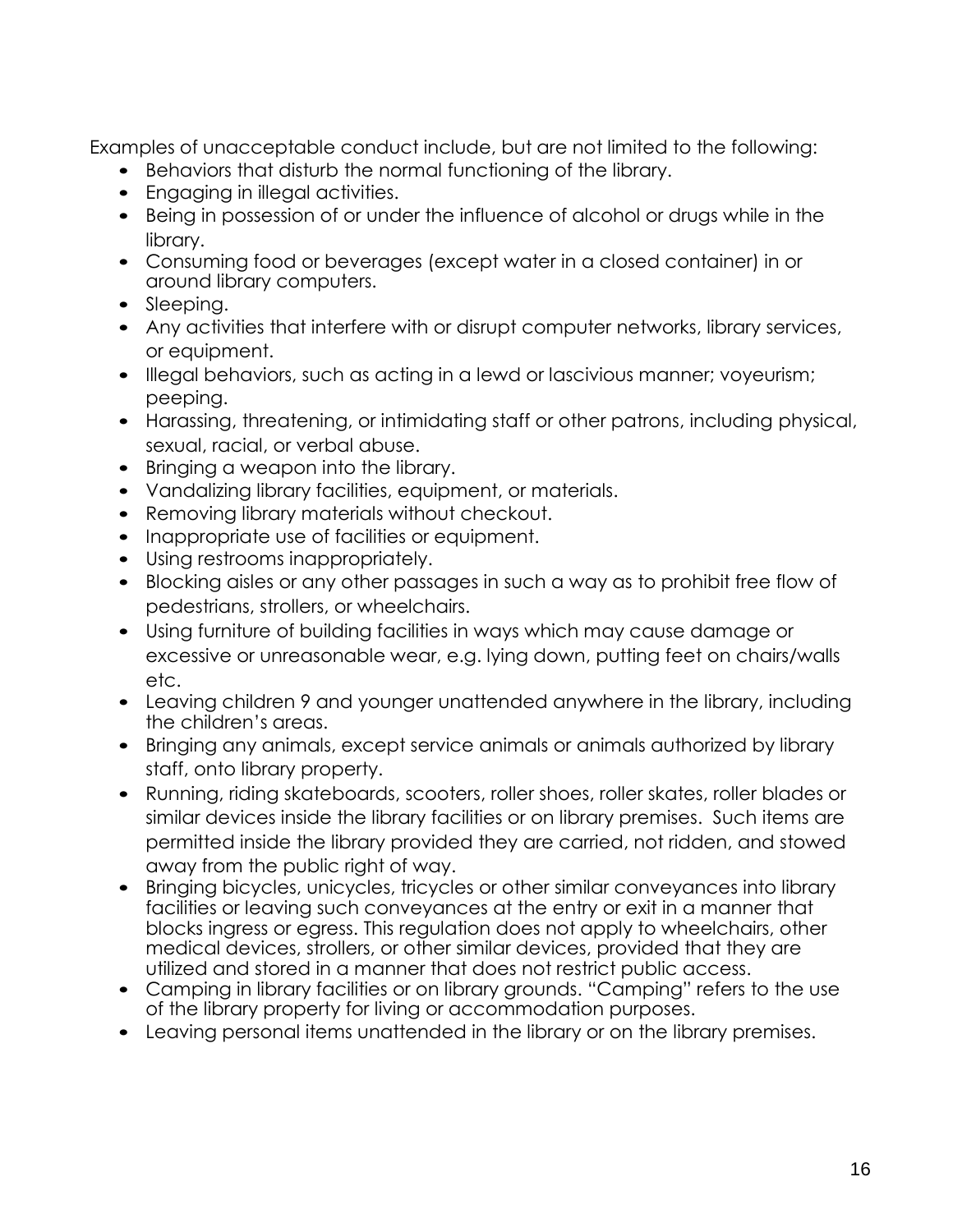Examples of unacceptable conduct include, but are not limited to the following:

- Behaviors that disturb the normal functioning of the library.
- Engaging in illegal activities.
- Being in possession of or under the influence of alcohol or drugs while in the library.
- Consuming food or beverages (except water in a closed container) in or around library computers.
- Sleeping.
- Any activities that interfere with or disrupt computer networks, library services, or equipment.
- Illegal behaviors, such as acting in a lewd or lascivious manner; voyeurism; peeping.
- Harassing, threatening, or intimidating staff or other patrons, including physical, sexual, racial, or verbal abuse.
- Bringing a weapon into the library.
- Vandalizing library facilities, equipment, or materials.
- Removing library materials without checkout.
- Inappropriate use of facilities or equipment.
- Using restrooms inappropriately.
- Blocking aisles or any other passages in such a way as to prohibit free flow of pedestrians, strollers, or wheelchairs.
- Using furniture of building facilities in ways which may cause damage or excessive or unreasonable wear, e.g. lying down, putting feet on chairs/walls etc.
- Leaving children 9 and younger unattended anywhere in the library, including the children's areas.
- Bringing any animals, except service animals or animals authorized by library staff, onto library property.
- Running, riding skateboards, scooters, roller shoes, roller skates, roller blades or similar devices inside the library facilities or on library premises. Such items are permitted inside the library provided they are carried, not ridden, and stowed away from the public right of way.
- Bringing bicycles, unicycles, tricycles or other similar conveyances into library facilities or leaving such conveyances at the entry or exit in a manner that blocks ingress or egress. This regulation does not apply to wheelchairs, other medical devices, strollers, or other similar devices, provided that they are utilized and stored in a manner that does not restrict public access.
- Camping in library facilities or on library grounds. "Camping" refers to the use of the library property for living or accommodation purposes.
- Leaving personal items unattended in the library or on the library premises.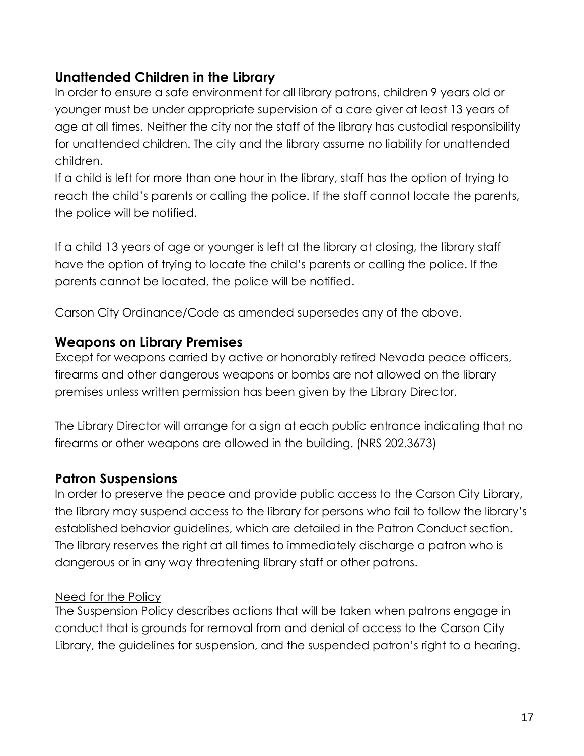## Unattended Children in the Library

In order to ensure a safe environment for all library patrons, children 9 years old or younger must be under appropriate supervision of a care giver at least 13 years of age at all times. Neither the city nor the staff of the library has custodial responsibility for unattended children. The city and the library assume no liability for unattended children.

If a child is left for more than one hour in the library, staff has the option of trying to reach the child's parents or calling the police. If the staff cannot locate the parents, the police will be notified.

If a child 13 years of age or younger is left at the library at closing, the library staff have the option of trying to locate the child's parents or calling the police. If the parents cannot be located, the police will be notified.

Carson City Ordinance/Code as amended supersedes any of the above.

## Weapons on Library Premises

Except for weapons carried by active or honorably retired Nevada peace officers, firearms and other dangerous weapons or bombs are not allowed on the library premises unless written permission has been given by the Library Director.

The Library Director will arrange for a sign at each public entrance indicating that no firearms or other weapons are allowed in the building. (NRS 202.3673)

## Patron Suspensions

In order to preserve the peace and provide public access to the Carson City Library, the library may suspend access to the library for persons who fail to follow the library's established behavior guidelines, which are detailed in the Patron Conduct section. The library reserves the right at all times to immediately discharge a patron who is dangerous or in any way threatening library staff or other patrons.

Need for the Policy

The Suspension Policy describes actions that will be taken when patrons engage in conduct that is grounds for removal from and denial of access to the Carson City Library, the guidelines for suspension, and the suspended patron's right to a hearing.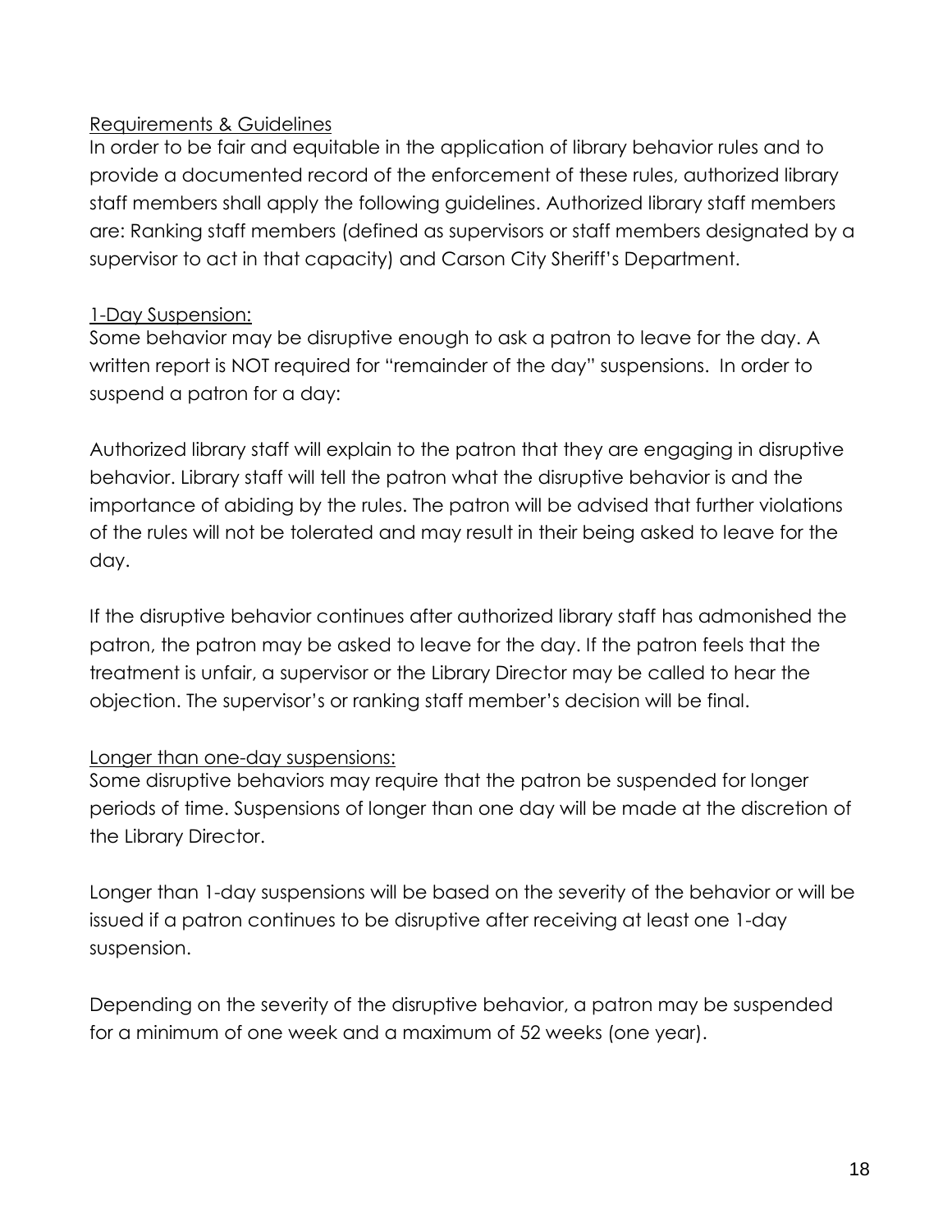Requirements & Guidelines

In order to be fair and equitable in the application of library behavior rules and to provide a documented record of the enforcement of these rules, authorized library staff members shall apply the following guidelines. Authorized library staff members are: Ranking staff members (defined as supervisors or staff members designated by a supervisor to act in that capacity) and Carson City Sheriff's Department.

1-Day Suspension:

Some behavior may be disruptive enough to ask a patron to leave for the day. A written report is NOT required for "remainder of the day" suspensions. In order to suspend a patron for a day:

Authorized library staff will explain to the patron that they are engaging in disruptive behavior. Library staff will tell the patron what the disruptive behavior is and the importance of abiding by the rules. The patron will be advised that further violations of the rules will not be tolerated and may result in their being asked to leave for the day.

If the disruptive behavior continues after authorized library staff has admonished the patron, the patron may be asked to leave for the day. If the patron feels that the treatment is unfair, a supervisor or the Library Director may be called to hear the objection. The supervisor's or ranking staff member's decision will be final.

Longer than one-day suspensions:

Some disruptive behaviors may require that the patron be suspended for longer periods of time. Suspensions of longer than one day will be made at the discretion of the Library Director.

Longer than 1-day suspensions will be based on the severity of the behavior or will be issued if a patron continues to be disruptive after receiving at least one 1-day suspension.

Depending on the severity of the disruptive behavior, a patron may be suspended for a minimum of one week and a maximum of 52 weeks (one year).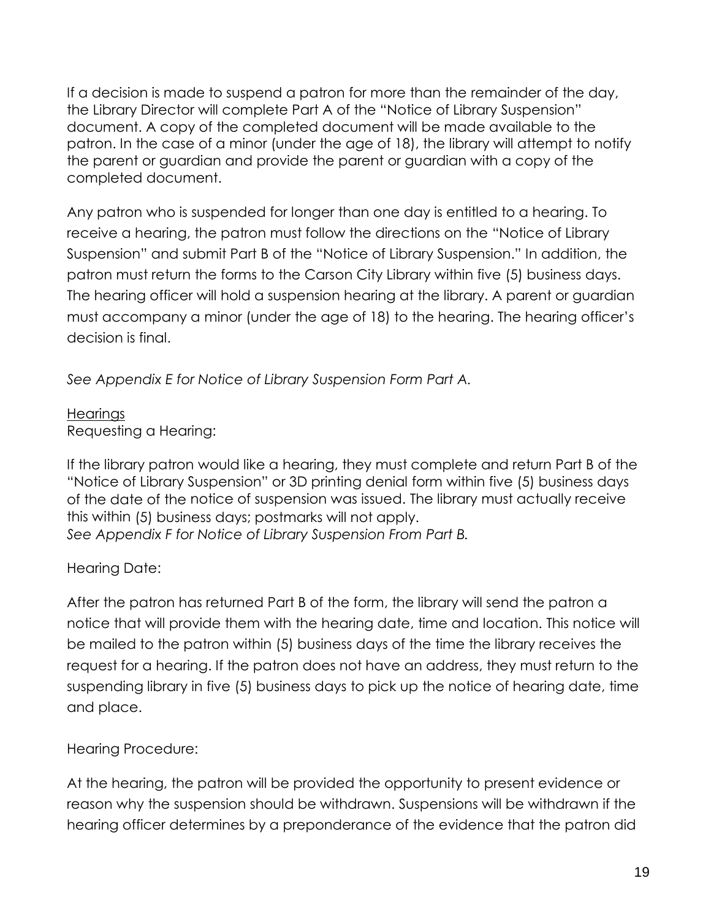If a decision is made to suspend a patron for more than the remainder of the day, the Library Director will complete Part A of the "Notice of Library Suspension" document. A copy of the completed document will be made available to the patron. In the case of a minor (under the age of 18), the library will attempt to notify the parent or guardian and provide the parent or guardian with a copy of the completed document.

Any patron who is suspended for longer than one day is entitled to a hearing. To receive a hearing, the patron must follow the directions on the "Notice of Library Suspension" and submit Part B of the "Notice of Library Suspension." In addition, the patron must return the forms to the Carson City Library within five (5) business days. The hearing officer will hold a suspension hearing at the library. A parent or guardian must accompany a minor (under the age of 18) to the hearing. The hearing officer's decision is final.

*See Appendix E for Notice of Library Suspension Form Part A.*

<u>Hearings</u>
Requesting a Hearing:

If the library patron would like a hearing, they must complete and return Part B of the "Notice of Library Suspension" or 3D printing denial form within five (5) business days of the date of the notice of suspension was issued. The library must actually receive this within (5) business days; postmarks will not apply.
*See Appendix F for Notice of Library Suspension From Part B.*

Hearing Date:

After the patron has returned Part B of the form, the library will send the patron a notice that will provide them with the hearing date, time and location. This notice will be mailed to the patron within (5) business days of the time the library receives the request for a hearing. If the patron does not have an address, they must return to the suspending library in five (5) business days to pick up the notice of hearing date, time and place.

Hearing Procedure:

At the hearing, the patron will be provided the opportunity to present evidence or reason why the suspension should be withdrawn. Suspensions will be withdrawn if the hearing officer determines by a preponderance of the evidence that the patron did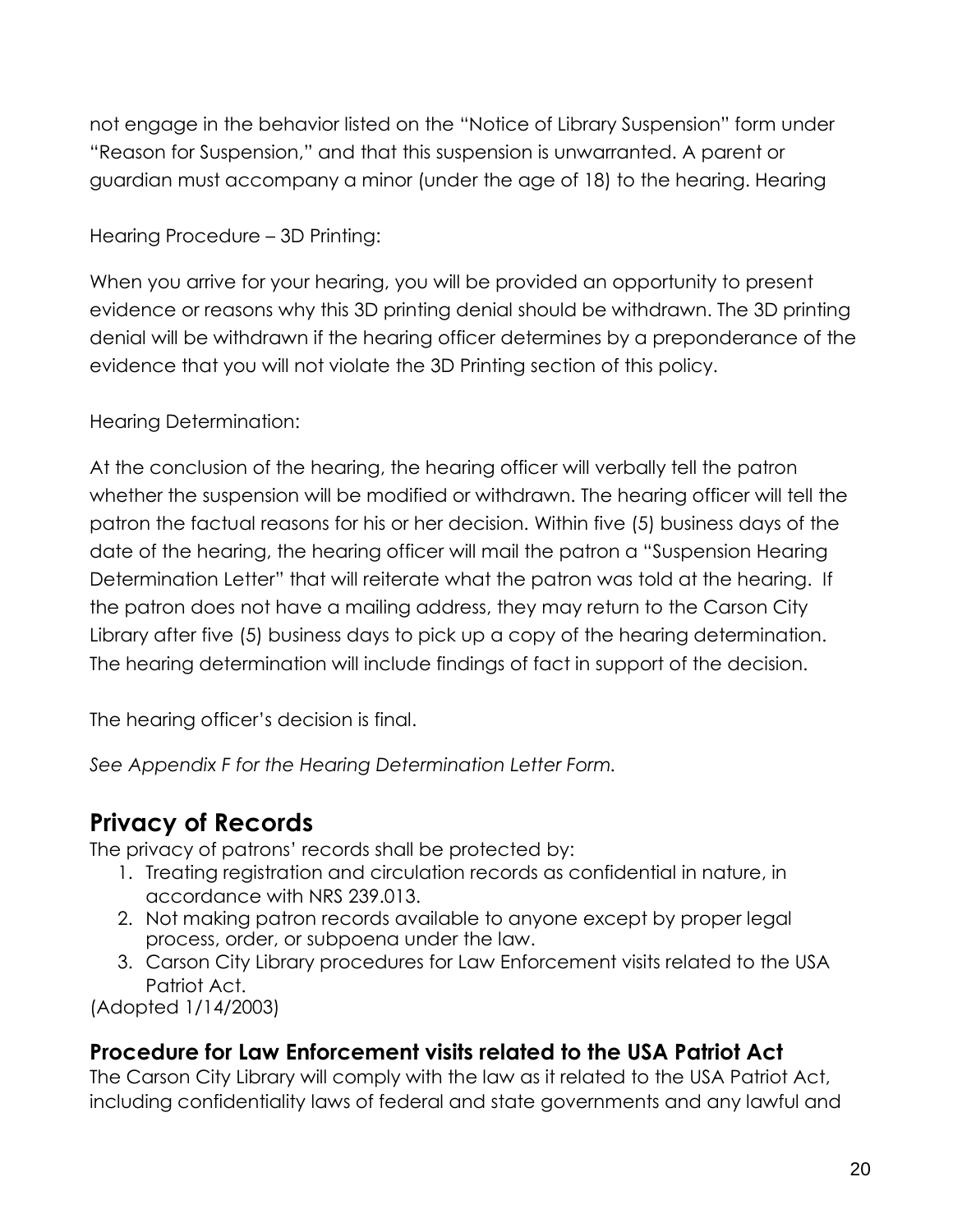not engage in the behavior listed on the "Notice of Library Suspension" form under "Reason for Suspension," and that this suspension is unwarranted. A parent or guardian must accompany a minor (under the age of 18) to the hearing. Hearing

Hearing Procedure – 3D Printing:

When you arrive for your hearing, you will be provided an opportunity to present evidence or reasons why this 3D printing denial should be withdrawn. The 3D printing denial will be withdrawn if the hearing officer determines by a preponderance of the evidence that you will not violate the 3D Printing section of this policy.

Hearing Determination:

At the conclusion of the hearing, the hearing officer will verbally tell the patron whether the suspension will be modified or withdrawn. The hearing officer will tell the patron the factual reasons for his or her decision. Within five (5) business days of the date of the hearing, the hearing officer will mail the patron a "Suspension Hearing Determination Letter" that will reiterate what the patron was told at the hearing. If the patron does not have a mailing address, they may return to the Carson City Library after five (5) business days to pick up a copy of the hearing determination. The hearing determination will include findings of fact in support of the decision.

The hearing officer's decision is final.

*See Appendix F for the Hearing Determination Letter Form.*

## Privacy of Records

The privacy of patrons' records shall be protected by:

1. Treating registration and circulation records as confidential in nature, in accordance with NRS 239.013.
2. Not making patron records available to anyone except by proper legal process, order, or subpoena under the law.
3. Carson City Library procedures for Law Enforcement visits related to the USA Patriot Act.

(Adopted 1/14/2003)

### Procedure for Law Enforcement visits related to the USA Patriot Act

The Carson City Library will comply with the law as it related to the USA Patriot Act, including confidentiality laws of federal and state governments and any lawful and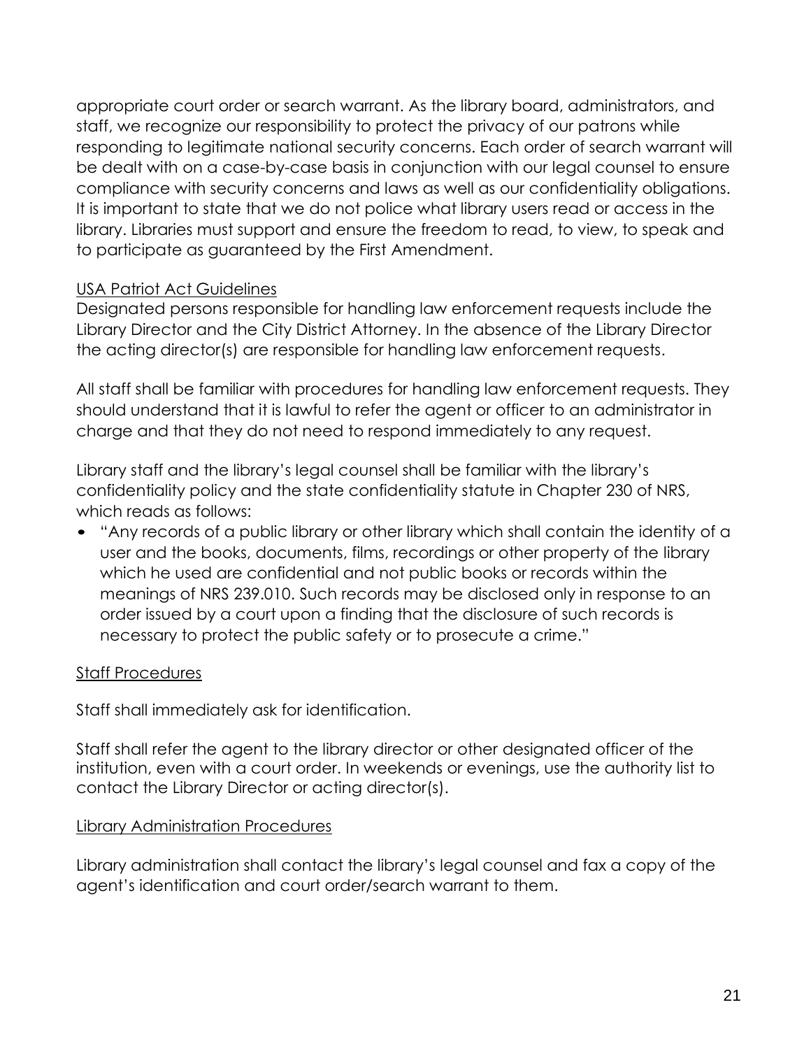appropriate court order or search warrant. As the library board, administrators, and staff, we recognize our responsibility to protect the privacy of our patrons while responding to legitimate national security concerns. Each order of search warrant will be dealt with on a case-by-case basis in conjunction with our legal counsel to ensure compliance with security concerns and laws as well as our confidentiality obligations. It is important to state that we do not police what library users read or access in the library. Libraries must support and ensure the freedom to read, to view, to speak and to participate as guaranteed by the First Amendment.

<u>USA Patriot Act Guidelines</u>

Designated persons responsible for handling law enforcement requests include the Library Director and the City District Attorney. In the absence of the Library Director the acting director(s) are responsible for handling law enforcement requests.

All staff shall be familiar with procedures for handling law enforcement requests. They should understand that it is lawful to refer the agent or officer to an administrator in charge and that they do not need to respond immediately to any request.

Library staff and the library's legal counsel shall be familiar with the library's confidentiality policy and the state confidentiality statute in Chapter 230 of NRS, which reads as follows:

- "Any records of a public library or other library which shall contain the identity of a user and the books, documents, films, recordings or other property of the library which he used are confidential and not public books or records within the meanings of NRS 239.010. Such records may be disclosed only in response to an order issued by a court upon a finding that the disclosure of such records is necessary to protect the public safety or to prosecute a crime."

<u>Staff Procedures</u>

Staff shall immediately ask for identification.

Staff shall refer the agent to the library director or other designated officer of the institution, even with a court order. In weekends or evenings, use the authority list to contact the Library Director or acting director(s).

<u>Library Administration Procedures</u>

Library administration shall contact the library's legal counsel and fax a copy of the agent's identification and court order/search warrant to them.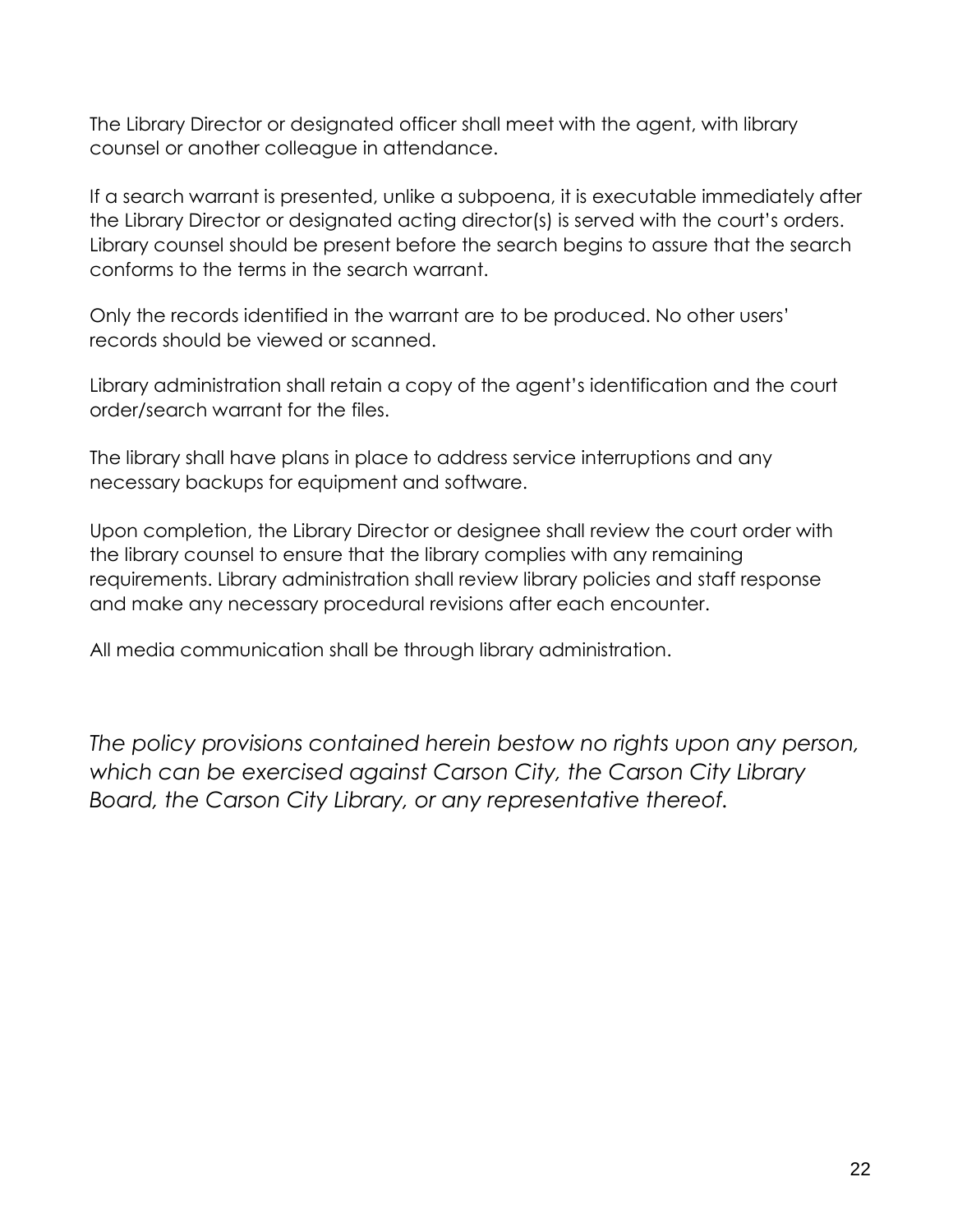The Library Director or designated officer shall meet with the agent, with library counsel or another colleague in attendance.

If a search warrant is presented, unlike a subpoena, it is executable immediately after the Library Director or designated acting director(s) is served with the court's orders. Library counsel should be present before the search begins to assure that the search conforms to the terms in the search warrant.

Only the records identified in the warrant are to be produced. No other users' records should be viewed or scanned.

Library administration shall retain a copy of the agent's identification and the court order/search warrant for the files.

The library shall have plans in place to address service interruptions and any necessary backups for equipment and software.

Upon completion, the Library Director or designee shall review the court order with the library counsel to ensure that the library complies with any remaining requirements. Library administration shall review library policies and staff response and make any necessary procedural revisions after each encounter.

All media communication shall be through library administration.

*The policy provisions contained herein bestow no rights upon any person, which can be exercised against Carson City, the Carson City Library Board, the Carson City Library, or any representative thereof.*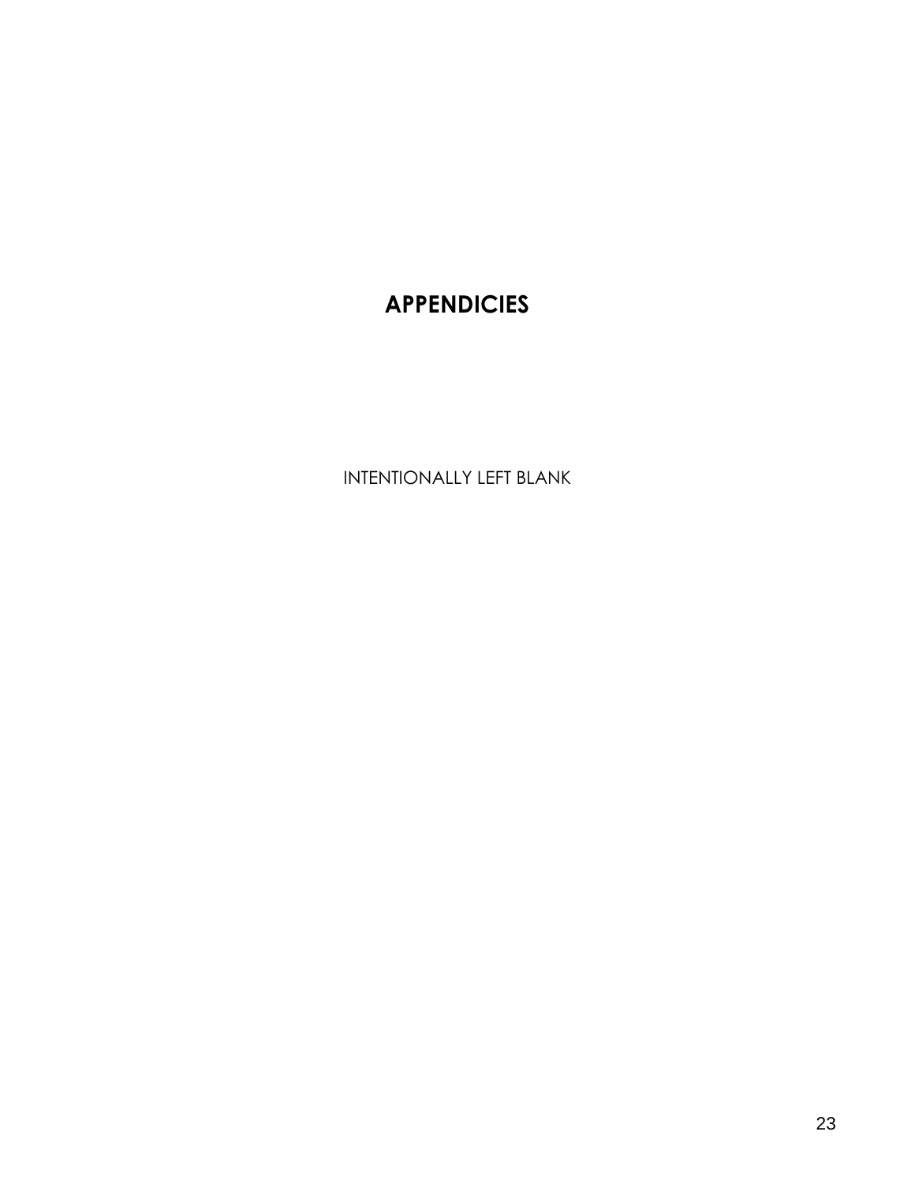# APPENDICIES

INTENTIONALLY LEFT BLANK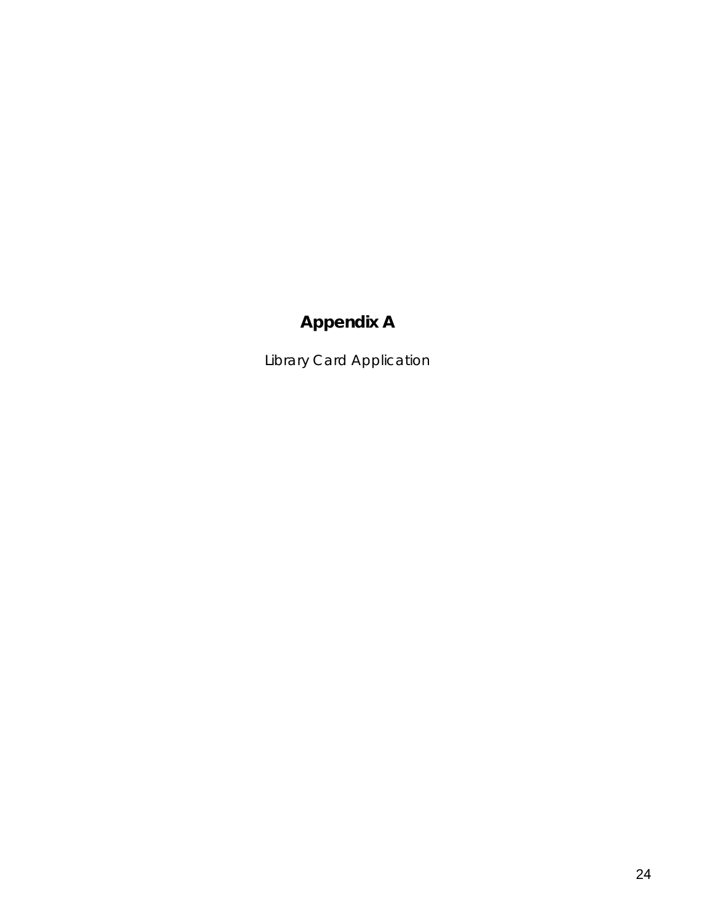# Appendix A

*Library Card Application*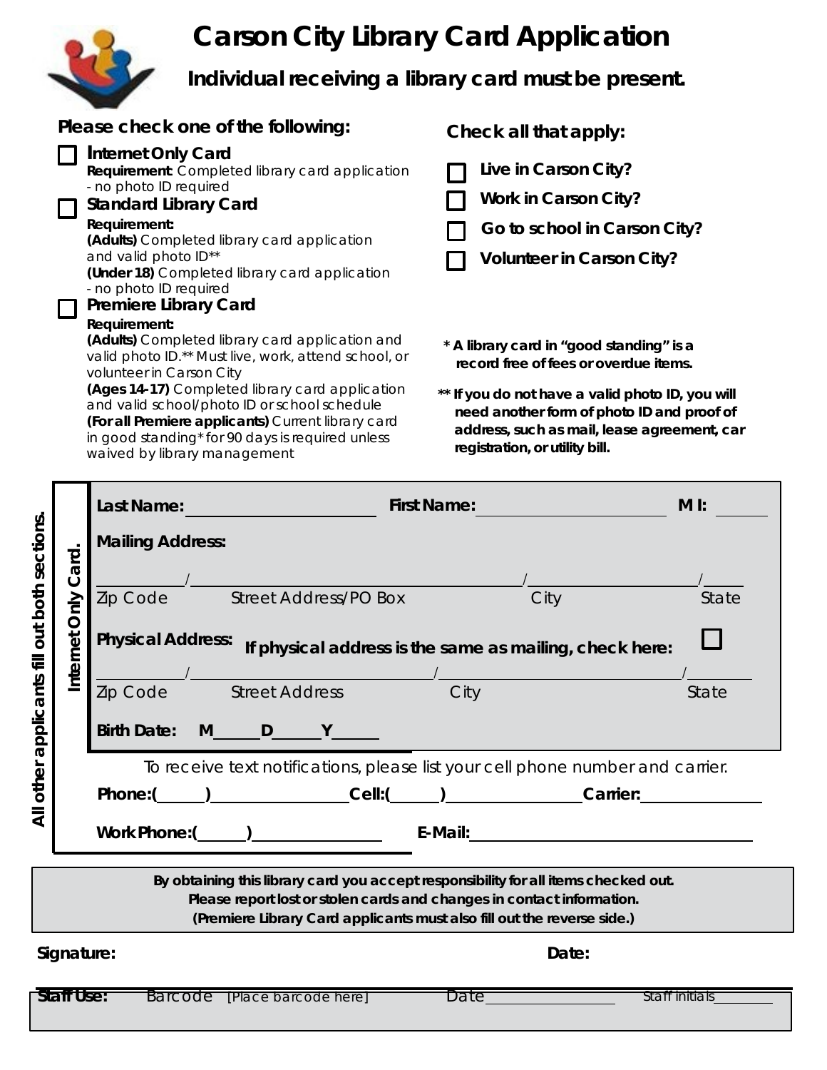# Carson City Library Card Application

## Individual receiving a library card must be present.

**Please check one of the following:**

- ☐ **Internet Only Card**
  **Requirement**: Completed library card application - no photo ID required
- ☐ **Standard Library Card**
  **Requirement:**
  **(Adults)** Completed library card application and valid photo ID**
  **(Under 18)** Completed library card application - no photo ID required
- ☐ **Premiere Library Card**
  **Requirement:**
  **(Adults)** Completed library card application and valid photo ID.** Must live, work, attend school, or volunteer in Carson City
  **(Ages 14-17)** Completed library card application and valid school/photo ID or school schedule
  **(For all Premiere applicants)** Current library card in good standing* for 90 days is required unless waived by library management

**Check all that apply:**

- ☐ **Live in Carson City?**
- ☐ **Work in Carson City?**
- ☐ **Go to school in Carson City?**
- ☐ **Volunteer in Carson City?**

**\* A library card in "good standing" is a record free of fees or overdue items.**

**\*\* If you do not have a valid photo ID, you will need another form of photo ID and proof of address, such as mail, lease agreement, car registration, or utility bill.**

*All other applicants fill out both sections.*

*Internet Only Card.*

**Last Name:** ______________________ **First Name:** ______________________ **M I:** ______

**Mailing Address:**

__________/________________________________/____________________/_____
Zip Code Street Address/PO Box City State

**Physical Address:** **If physical address is the same as mailing, check here:** ☐

__________/____________________________/____________________________/________
Zip Code Street Address City State

**Birth Date:** **M**______**D**______**Y**______

To receive text notifications, please list your cell phone number and carrier.

**Phone:(**______**)**________________ **Cell:(**______**)**________________ **Carrier:**______________

**Work Phone:(**______**)**________________ **E-Mail:**________________________________

**By obtaining this library card you accept responsibility for all items checked out.**
**Please report lost or stolen cards and changes in contact information.**
**(Premiere Library Card applicants must also fill out the reverse side.)**

**Signature:** **Date:**

**Staff Use:** Barcode [Place barcode here] Date________________ Staff initials________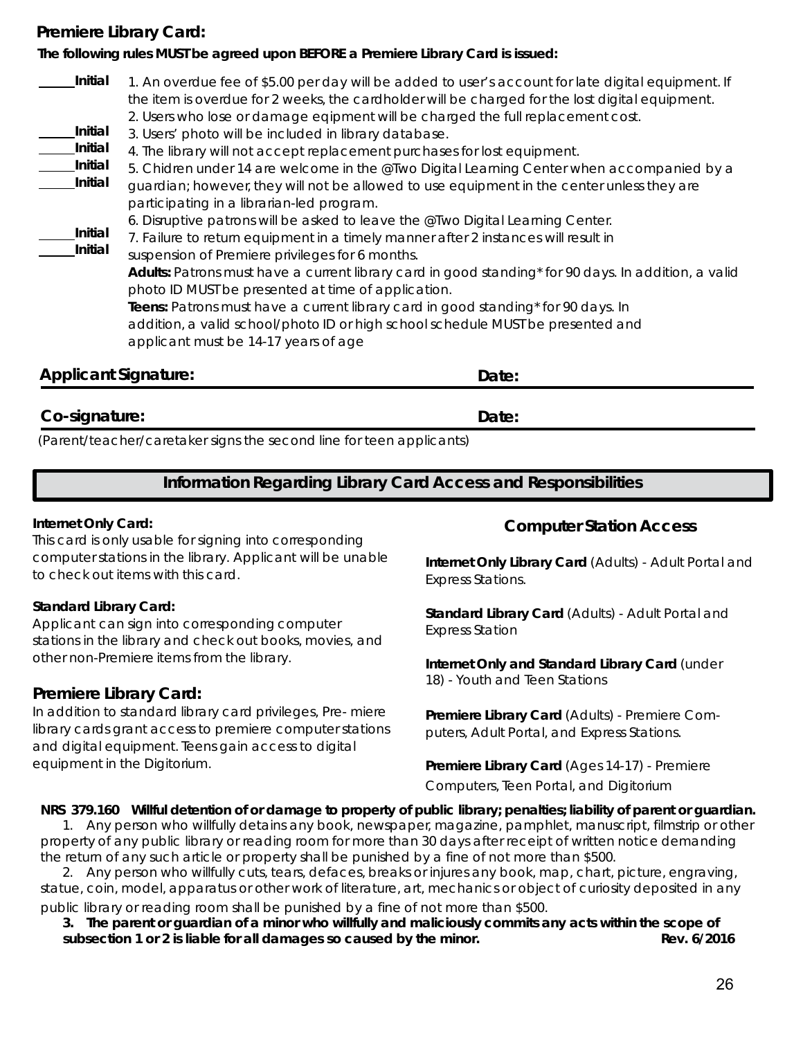## Premiere Library Card:

**The following rules MUST be agreed upon BEFORE a Premiere Library Card is issued:**

_____**Initial** 1. An overdue fee of $5.00 per day will be added to user's account for late digital equipment. If the item is overdue for 2 weeks, the cardholder will be charged for the lost digital equipment.

_____**Initial** 2. Users who lose or damage eqipment will be charged the full replacement cost.

_____**Initial** 3. Users' photo will be included in library database.

_____**Initial** 4. The library will not accept replacement purchases for lost equipment.

_____**Initial** 5. Chidren under 14 are welcome in the @Two Digital Learning Center when accompanied by a guardian; however, they will not be allowed to use equipment in the center unless they are participating in a librarian-led program.

_____**Initial** 6. Disruptive patrons will be asked to leave the @Two Digital Learning Center.

_____**Initial** 7. Failure to return equipment in a timely manner after 2 instances will result in suspension of Premiere privileges for 6 months.

**Adults:** Patrons must have a current library card in good standing* for 90 days. In addition, a valid photo ID MUST be presented at time of application.

**Teens:** Patrons must have a current library card in good standing* for 90 days. In addition, a valid school/photo ID or high school schedule MUST be presented and applicant must be 14-17 years of age

**Applicant Signature:** **Date:**

**Co-signature:** **Date:**

(Parent/teacher/caretaker signs the second line for teen applicants)

## Information Regarding Library Card Access and Responsibilities

**Internet Only Card:**
This card is only usable for signing into corresponding computer stations in the library. Applicant will be unable to check out items with this card.

**Standard Library Card:**
Applicant can sign into corresponding computer stations in the library and check out books, movies, and other non-Premiere items from the library.

### Premiere Library Card:

In addition to standard library card privileges, Pre- miere library cards grant access to premiere computer stations and digital equipment. Teens gain access to digital equipment in the Digitorium.

### Computer Station Access

**Internet Only Library Card** (Adults) - Adult Portal and Express Stations.

**Standard Library Card** (Adults) - Adult Portal and Express Station

**Internet Only and Standard Library Card** (under 18) - Youth and Teen Stations

**Premiere Library Card** (Adults) - Premiere Com- puters, Adult Portal, and Express Stations.

**Premiere Library Card** (Ages 14-17) - Premiere Computers, Teen Portal, and Digitorium

**NRS 379.160 Willful detention of or damage to property of public library; penalties; liability of parent or guardian.**

1. Any person who willfully detains any book, newspaper, magazine, pamphlet, manuscript, filmstrip or other property of any public library or reading room for more than 30 days after receipt of written notice demanding the return of any such article or property shall be punished by a fine of not more than $500.

2. Any person who willfully cuts, tears, defaces, breaks or injures any book, map, chart, picture, engraving, statue, coin, model, apparatus or other work of literature, art, mechanics or object of curiosity deposited in any public library or reading room shall be punished by a fine of not more than $500.

3. **The parent or guardian of a minor who willfully and maliciously commits any acts within the scope of subsection 1 or 2 is liable for all damages so caused by the minor.**

**Rev. 6/2016**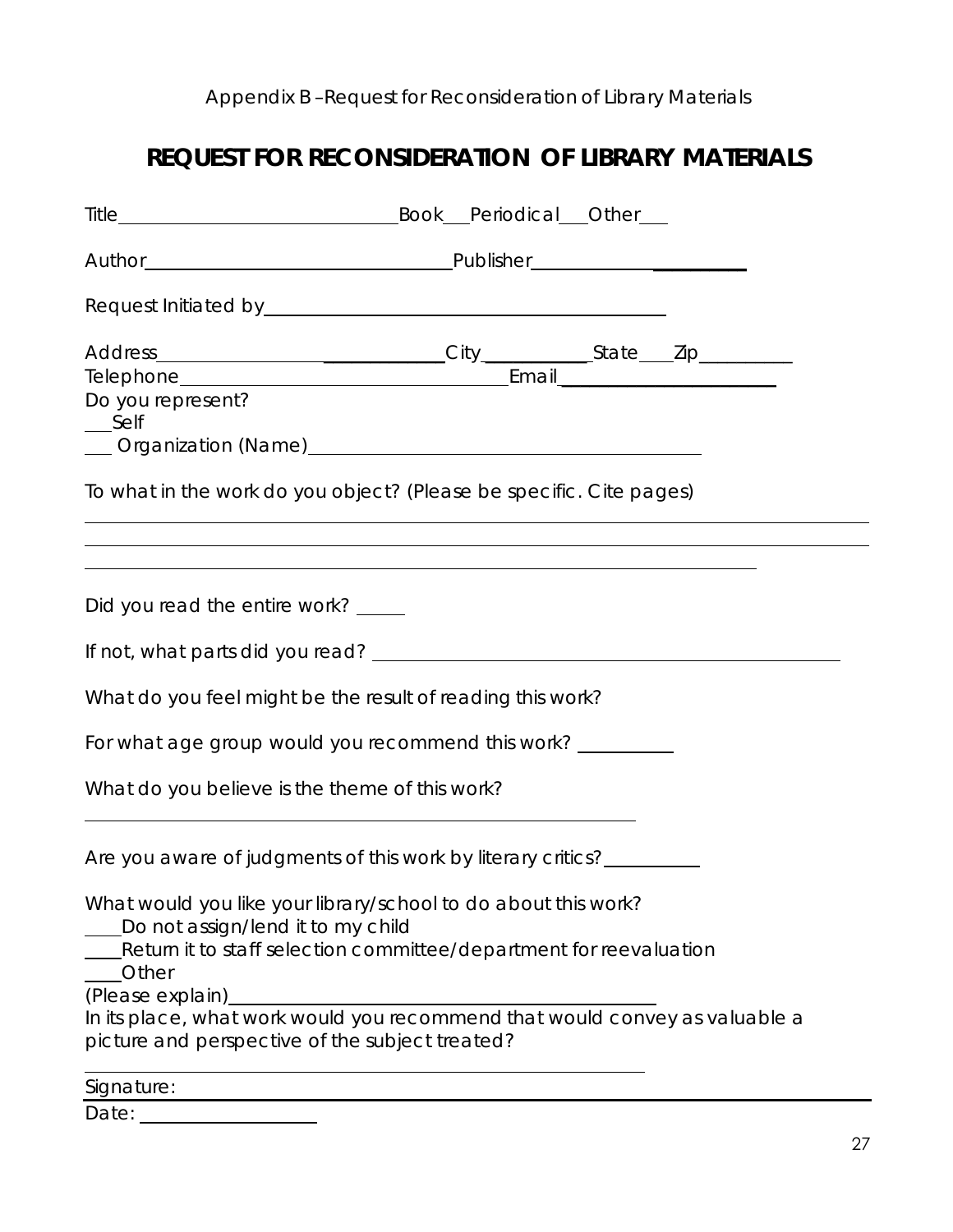Appendix B –Request for Reconsideration of Library Materials

# REQUEST FOR RECONSIDERATION OF LIBRARY MATERIALS

Title\_\_\_\_\_\_\_\_\_\_\_\_\_\_\_\_\_\_\_\_\_\_\_\_\_\_\_\_\_\_Book\_\_\_Periodical\_\_\_Other\_\_\_

Author\_\_\_\_\_\_\_\_\_\_\_\_\_\_\_\_\_\_\_\_\_\_\_\_\_\_\_\_\_\_\_\_Publisher\_\_\_\_\_\_\_\_\_\_\_\_\_\_\_\_\_\_\_\_\_\_\_

Request Initiated by\_\_\_\_\_\_\_\_\_\_\_\_\_\_\_\_\_\_\_\_\_\_\_\_\_\_\_\_\_\_\_\_\_\_\_\_\_\_\_\_

Address\_\_\_\_\_\_\_\_\_\_\_\_\_\_\_\_\_\_\_\_\_\_\_\_\_\_\_\_\_City\_\_\_\_\_\_\_\_\_\_\_State\_\_\_\_Zip\_\_\_\_\_\_\_\_\_\_

Telephone\_\_\_\_\_\_\_\_\_\_\_\_\_\_\_\_\_\_\_\_\_\_\_\_\_\_\_\_\_\_\_\_\_\_Email\_\_\_\_\_\_\_\_\_\_\_\_\_\_\_\_\_\_\_\_\_\_\_

Do you represent?

\_\_\_Self

\_\_\_ Organization (Name)\_\_\_\_\_\_\_\_\_\_\_\_\_\_\_\_\_\_\_\_\_\_\_\_\_\_\_\_\_\_\_\_\_\_\_\_\_\_\_\_

To what in the work do you object? (Please be specific. Cite pages)

\_\_\_\_\_\_\_\_\_\_\_\_\_\_\_\_\_\_\_\_\_\_\_\_\_\_\_\_\_\_\_\_\_\_\_\_\_\_\_\_\_\_\_\_\_\_\_\_\_\_\_\_\_\_\_\_\_\_\_\_\_\_\_\_\_\_\_\_\_\_\_\_

\_\_\_\_\_\_\_\_\_\_\_\_\_\_\_\_\_\_\_\_\_\_\_\_\_\_\_\_\_\_\_\_\_\_\_\_\_\_\_\_\_\_\_\_\_\_\_\_\_\_\_\_\_\_\_\_\_\_\_\_\_\_\_\_\_\_\_\_\_\_\_\_

\_\_\_\_\_\_\_\_\_\_\_\_\_\_\_\_\_\_\_\_\_\_\_\_\_\_\_\_\_\_\_\_\_\_\_\_\_\_\_\_\_\_\_\_\_\_\_\_\_\_\_\_\_\_\_\_\_\_\_\_\_\_\_\_

Did you read the entire work? \_\_\_\_\_

If not, what parts did you read? \_\_\_\_\_\_\_\_\_\_\_\_\_\_\_\_\_\_\_\_\_\_\_\_\_\_\_\_\_\_\_\_\_\_\_\_\_\_\_\_\_\_\_\_\_\_

What do you feel might be the result of reading this work?

For what age group would you recommend this work? \_\_\_\_\_\_\_\_\_\_

What do you believe is the theme of this work?

\_\_\_\_\_\_\_\_\_\_\_\_\_\_\_\_\_\_\_\_\_\_\_\_\_\_\_\_\_\_\_\_\_\_\_\_\_\_\_\_\_\_\_\_\_\_\_\_\_\_\_\_\_\_

Are you aware of judgments of this work by literary critics?\_\_\_\_\_\_\_\_\_\_

What would you like your library/school to do about this work?

\_\_\_\_Do not assign/lend it to my child

\_\_\_\_Return it to staff selection committee/department for reevaluation

\_\_\_\_Other

(Please explain)\_\_\_\_\_\_\_\_\_\_\_\_\_\_\_\_\_\_\_\_\_\_\_\_\_\_\_\_\_\_\_\_\_\_\_\_\_\_\_\_\_\_\_\_

In its place, what work would you recommend that would convey as valuable a picture and perspective of the subject treated?

\_\_\_\_\_\_\_\_\_\_\_\_\_\_\_\_\_\_\_\_\_\_\_\_\_\_\_\_\_\_\_\_\_\_\_\_\_\_\_\_\_\_\_\_\_\_\_\_\_\_\_\_\_\_

Signature: \_\_\_\_\_\_\_\_\_\_\_\_\_\_\_\_\_\_\_\_\_\_\_\_\_\_\_\_\_\_\_\_\_\_\_\_\_\_\_\_\_\_\_\_\_\_\_\_\_\_\_\_\_\_\_\_\_\_\_\_\_\_

Date: \_\_\_\_\_\_\_\_\_\_\_\_\_\_\_\_\_\_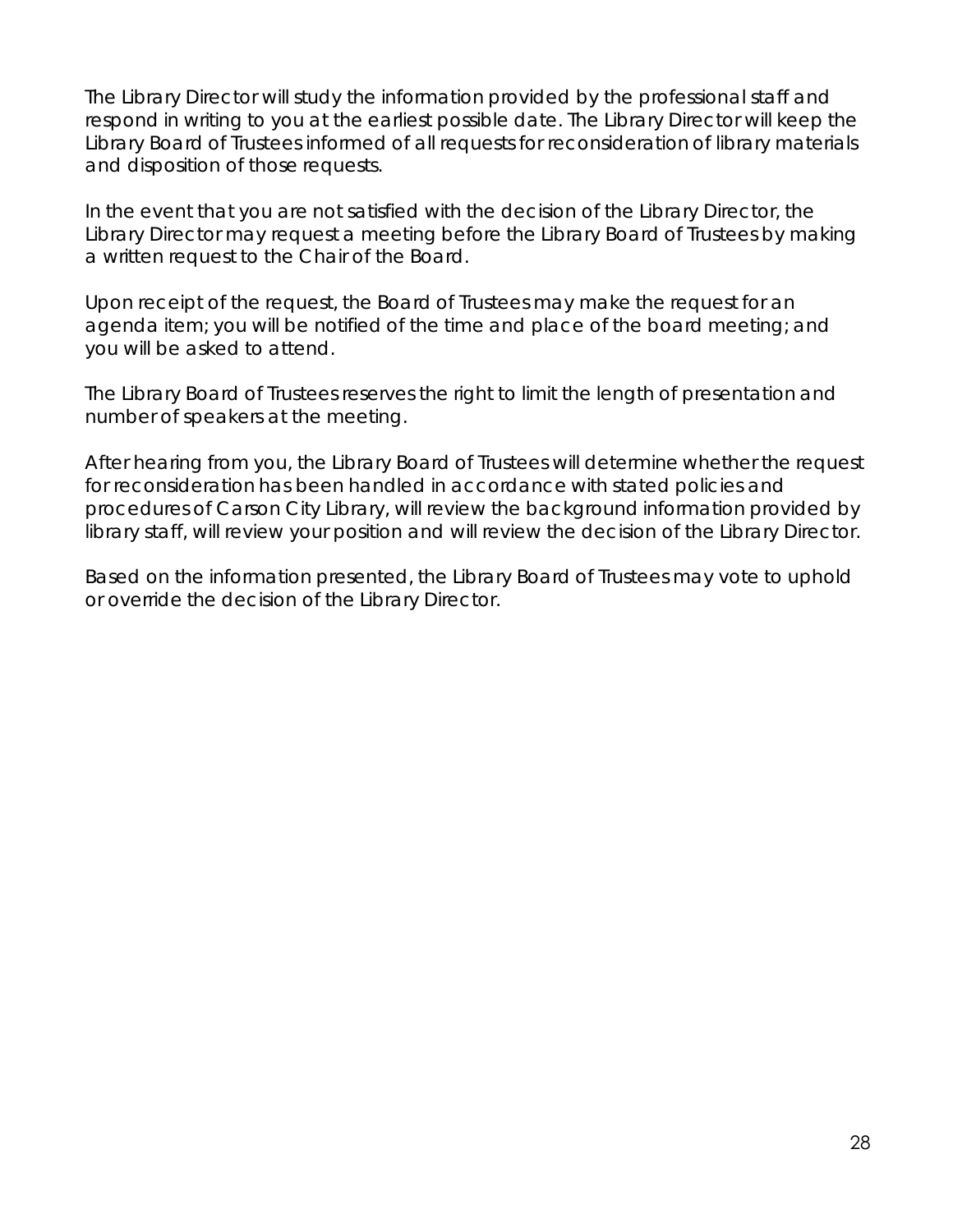The Library Director will study the information provided by the professional staff and respond in writing to you at the earliest possible date. The Library Director will keep the Library Board of Trustees informed of all requests for reconsideration of library materials and disposition of those requests.

In the event that you are not satisfied with the decision of the Library Director, the Library Director may request a meeting before the Library Board of Trustees by making a written request to the Chair of the Board.

Upon receipt of the request, the Board of Trustees may make the request for an agenda item; you will be notified of the time and place of the board meeting; and you will be asked to attend.

The Library Board of Trustees reserves the right to limit the length of presentation and number of speakers at the meeting.

After hearing from you, the Library Board of Trustees will determine whether the request for reconsideration has been handled in accordance with stated policies and procedures of Carson City Library, will review the background information provided by library staff, will review your position and will review the decision of the Library Director.

Based on the information presented, the Library Board of Trustees may vote to uphold or override the decision of the Library Director.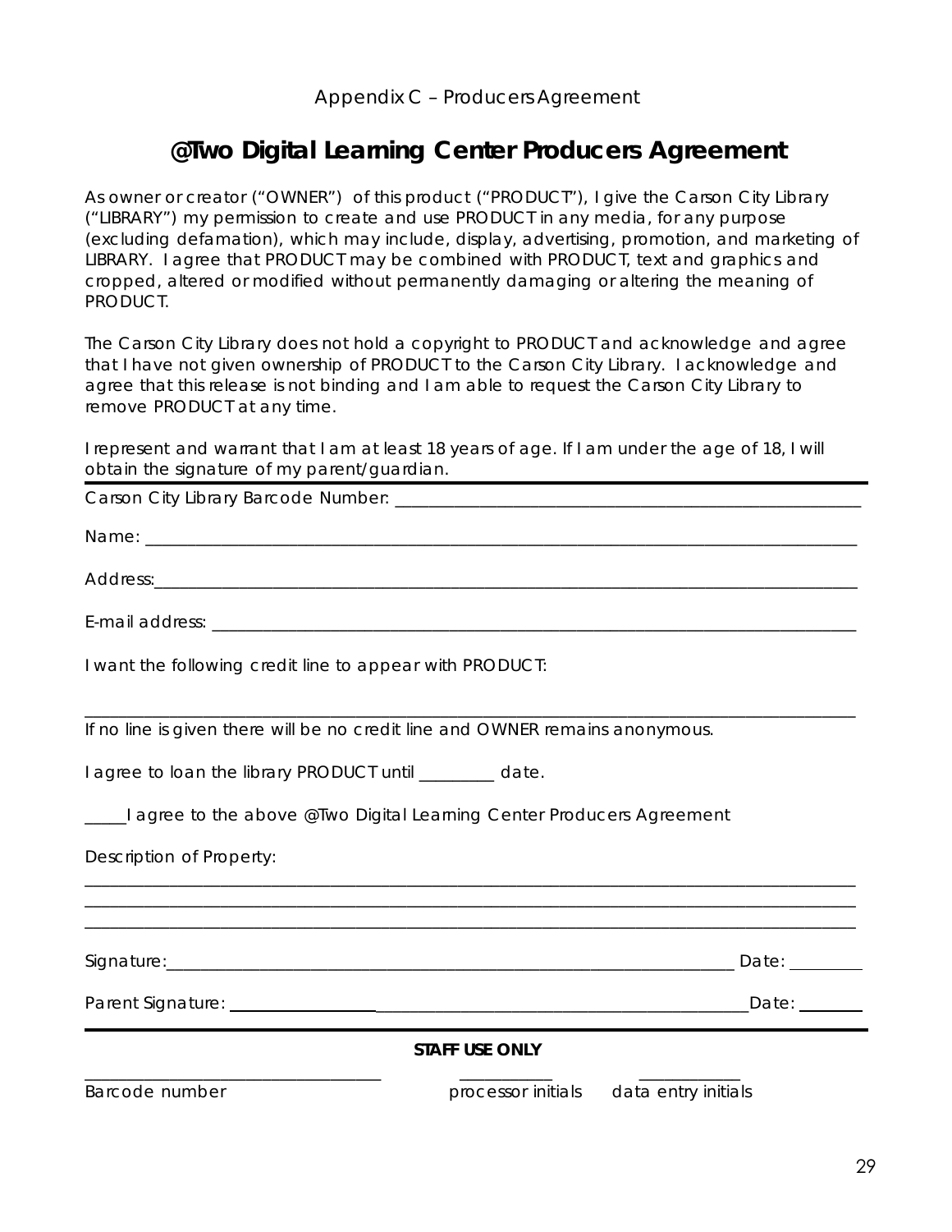Appendix C – Producers Agreement

# @Two Digital Learning Center Producers Agreement

As owner or creator ("OWNER") of this product ("PRODUCT"), I give the Carson City Library ("LIBRARY") my permission to create and use PRODUCT in any media, for any purpose (excluding defamation), which may include, display, advertising, promotion, and marketing of LIBRARY. I agree that PRODUCT may be combined with PRODUCT, text and graphics and cropped, altered or modified without permanently damaging or altering the meaning of PRODUCT.

The Carson City Library does not hold a copyright to PRODUCT and acknowledge and agree that I have not given ownership of PRODUCT to the Carson City Library. I acknowledge and agree that this release is not binding and I am able to request the Carson City Library to remove PRODUCT at any time.

I represent and warrant that I am at least 18 years of age. If I am under the age of 18, I will obtain the signature of my parent/guardian.

---

Carson City Library Barcode Number: ______________________________________________

Name: ______________________________________________________________________

Address:_____________________________________________________________________

E-mail address: _______________________________________________________________

I want the following credit line to appear with PRODUCT:

_____________________________________________________________________________

If no line is given there will be no credit line and OWNER remains anonymous.

I agree to loan the library PRODUCT until _________ date.

_____I agree to the above @Two Digital Learning Center Producers Agreement

Description of Property:

_____________________________________________________________________________

_____________________________________________________________________________

_____________________________________________________________________________

Signature:_______________________________________________________ Date: ________

Parent Signature: __________________________________________________ Date: ________

---

**STAFF USE ONLY**

_____________________________ ___________ ____________

Barcode number processor initials data entry initials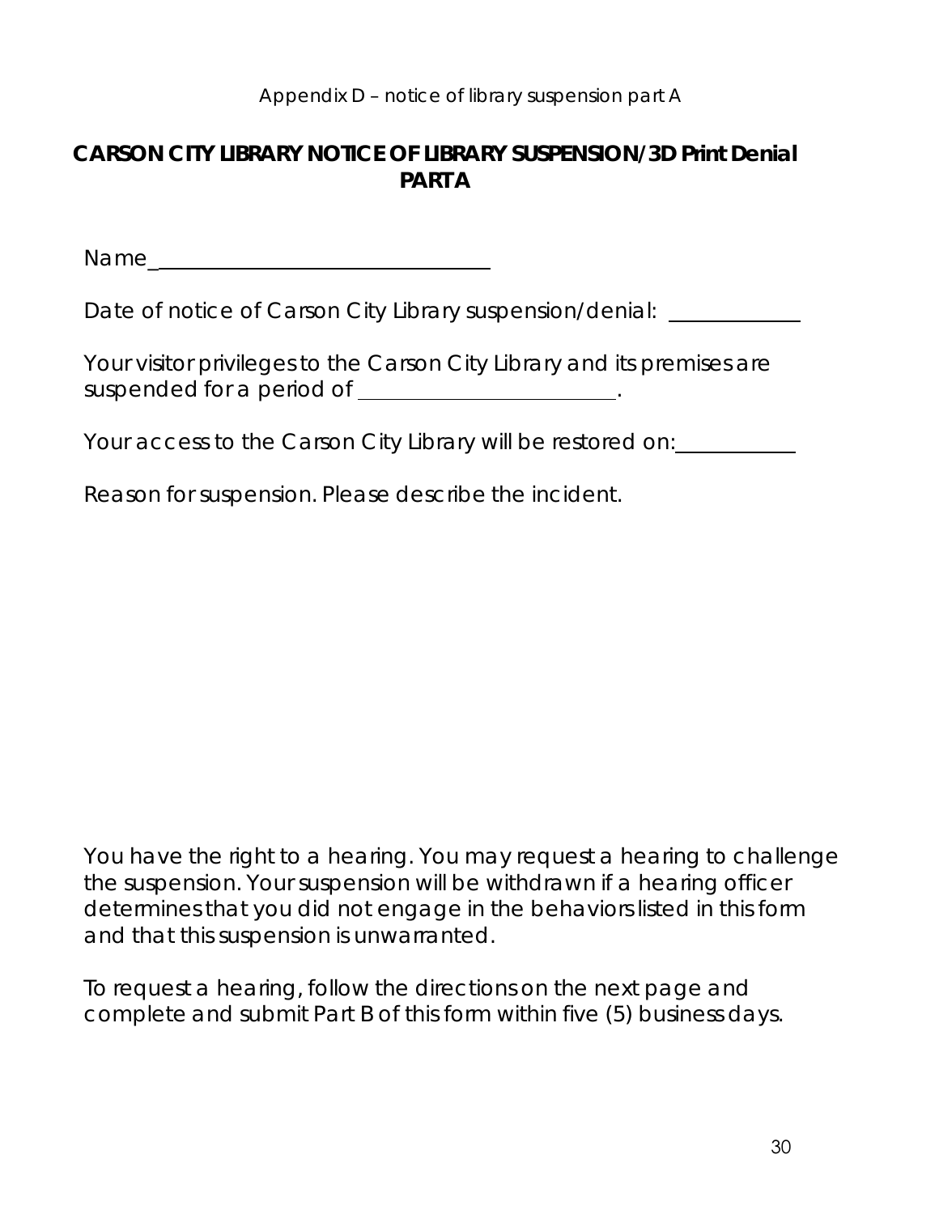Appendix D – notice of library suspension part A

**CARSON CITY LIBRARY NOTICE OF LIBRARY SUSPENSION/3D Print Denial PART A**

Name________________________________

Date of notice of Carson City Library suspension/denial: ____________

Your visitor privileges to the Carson City Library and its premises are suspended for a period of ________________________.

Your access to the Carson City Library will be restored on:___________

Reason for suspension. Please describe the incident.

You have the right to a hearing. You may request a hearing to challenge the suspension. Your suspension will be withdrawn if a hearing officer determines that you did not engage in the behaviors listed in this form and that this suspension is unwarranted.

To request a hearing, follow the directions on the next page and complete and submit Part B of this form within five (5) business days.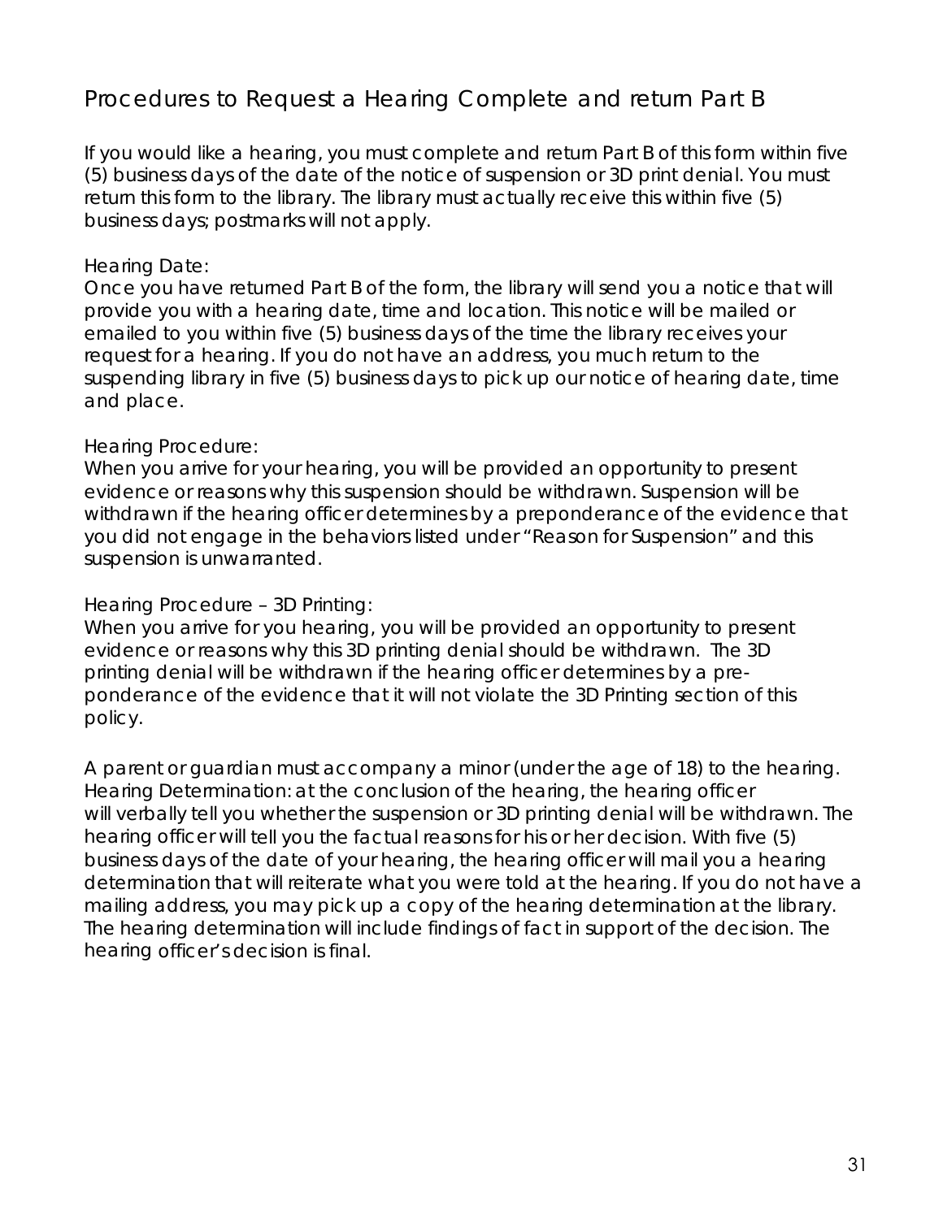## Procedures to Request a Hearing Complete and return Part B

If you would like a hearing, you must complete and return Part B of this form within five (5) business days of the date of the notice of suspension or 3D print denial. You must return this form to the library. The library must actually receive this within five (5) business days; postmarks will not apply.

Hearing Date:
Once you have returned Part B of the form, the library will send you a notice that will provide you with a hearing date, time and location. This notice will be mailed or emailed to you within five (5) business days of the time the library receives your request for a hearing. If you do not have an address, you much return to the suspending library in five (5) business days to pick up our notice of hearing date, time and place.

Hearing Procedure:
When you arrive for your hearing, you will be provided an opportunity to present evidence or reasons why this suspension should be withdrawn. Suspension will be withdrawn if the hearing officer determines by a preponderance of the evidence that you did not engage in the behaviors listed under "Reason for Suspension" and this suspension is unwarranted.

Hearing Procedure – 3D Printing:
When you arrive for you hearing, you will be provided an opportunity to present evidence or reasons why this 3D printing denial should be withdrawn. The 3D printing denial will be withdrawn if the hearing officer determines by a pre-ponderance of the evidence that it will not violate the 3D Printing section of this policy.

A parent or guardian must accompany a minor (under the age of 18) to the hearing. Hearing Determination: at the conclusion of the hearing, the hearing officer will verbally tell you whether the suspension or 3D printing denial will be withdrawn. The hearing officer will tell you the factual reasons for his or her decision. With five (5) business days of the date of your hearing, the hearing officer will mail you a hearing determination that will reiterate what you were told at the hearing. If you do not have a mailing address, you may pick up a copy of the hearing determination at the library. The hearing determination will include findings of fact in support of the decision. The hearing officer's decision is final.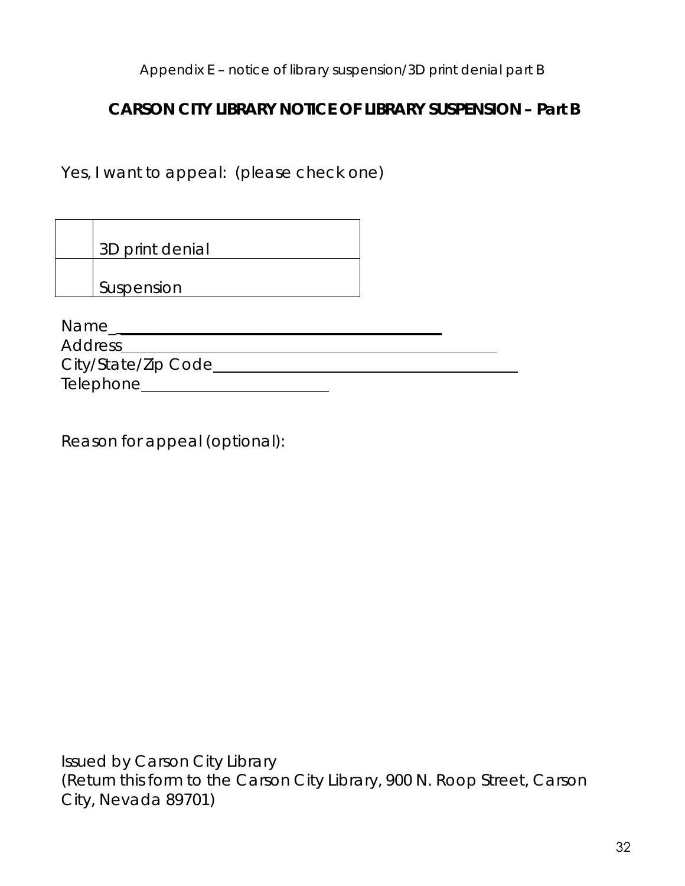Appendix E – notice of library suspension/3D print denial part B

## CARSON CITY LIBRARY NOTICE OF LIBRARY SUSPENSION – Part B

Yes, I want to appeal: (please check one)

| | |
|---|---|
| | 3D print denial |
| | Suspension |

Name_\_\_\_\_\_\_\_\_\_\_\_\_\_\_\_\_\_\_\_\_\_\_\_\_\_\_\_\_\_\_\_\_\_\_\_\_\_\_\_\_\_\_\_\_

Address\_\_\_\_\_\_\_\_\_\_\_\_\_\_\_\_\_\_\_\_\_\_\_\_\_\_\_\_\_\_\_\_\_\_\_\_\_\_\_\_\_\_\_\_\_\_\_\_\_

City/State/Zip Code\_\_\_\_\_\_\_\_\_\_\_\_\_\_\_\_\_\_\_\_\_\_\_\_\_\_\_\_\_\_\_\_\_\_\_\_\_\_\_\_

Telephone\_\_\_\_\_\_\_\_\_\_\_\_\_\_\_\_\_\_\_\_\_\_\_\_\_\_

Reason for appeal (optional):

Issued by Carson City Library
(Return this form to the Carson City Library, 900 N. Roop Street, Carson City, Nevada 89701)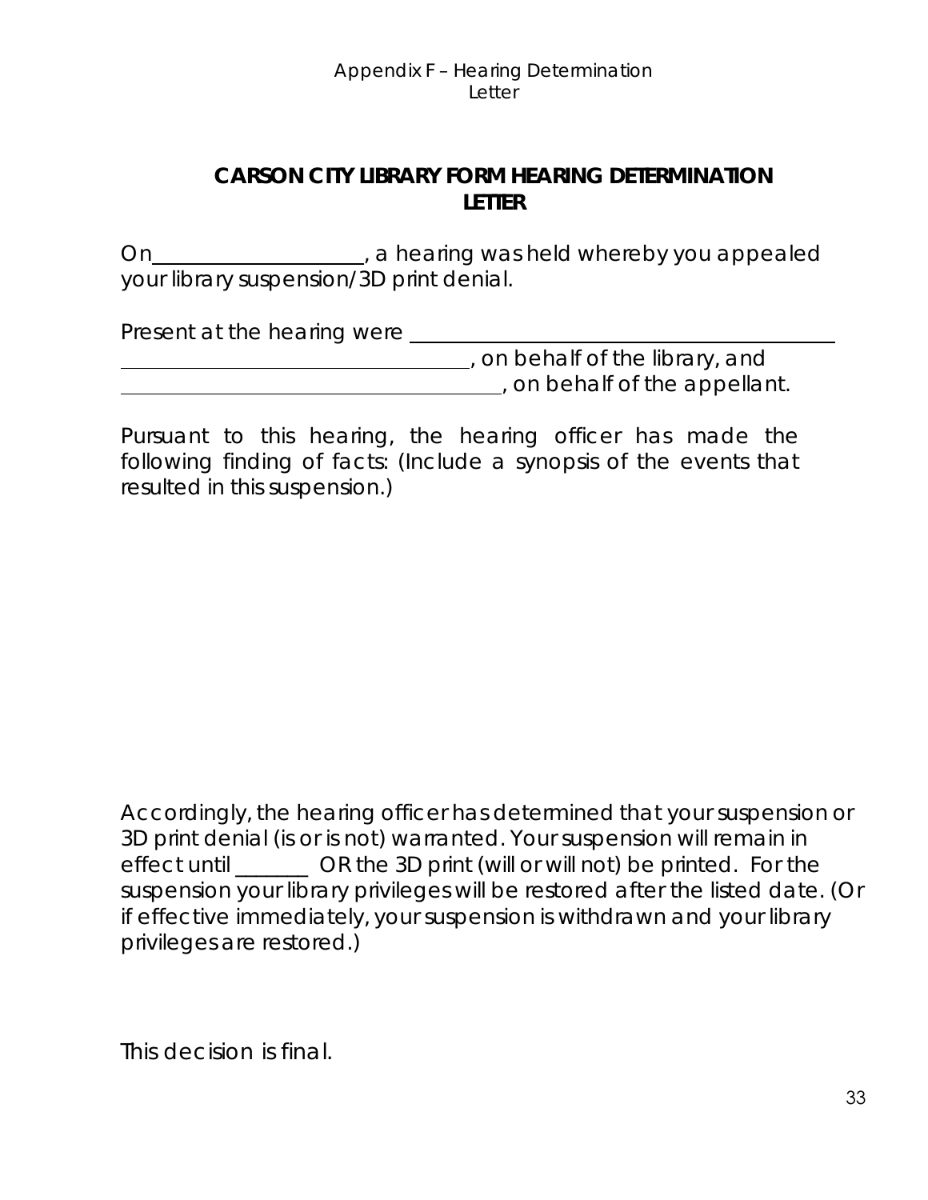Appendix F – Hearing Determination Letter

## CARSON CITY LIBRARY FORM HEARING DETERMINATION LETTER

On\_\_\_\_\_\_\_\_\_\_\_\_\_\_\_\_\_\_\_\_, a hearing was held whereby you appealed your library suspension/3D print denial.

Present at the hearing were \_\_\_\_\_\_\_\_\_\_\_\_\_\_\_\_\_\_\_\_\_\_\_\_\_\_\_\_\_\_\_\_\_\_\_\_\_\_\_\_
\_\_\_\_\_\_\_\_\_\_\_\_\_\_\_\_\_\_\_\_\_\_\_\_\_\_\_\_\_\_\_\_\_\_, on behalf of the library, and
\_\_\_\_\_\_\_\_\_\_\_\_\_\_\_\_\_\_\_\_\_\_\_\_\_\_\_\_\_\_\_\_\_\_\_\_\_, on behalf of the appellant.

Pursuant to this hearing, the hearing officer has made the following finding of facts: (Include a synopsis of the events that resulted in this suspension.)

Accordingly, the hearing officer has determined that your suspension or 3D print denial (is or is not) warranted. Your suspension will remain in effect until \_\_\_\_\_\_\_ OR the 3D print (will or will not) be printed. For the suspension your library privileges will be restored after the listed date. (Or if effective immediately, your suspension is withdrawn and your library privileges are restored.)

This decision is final.